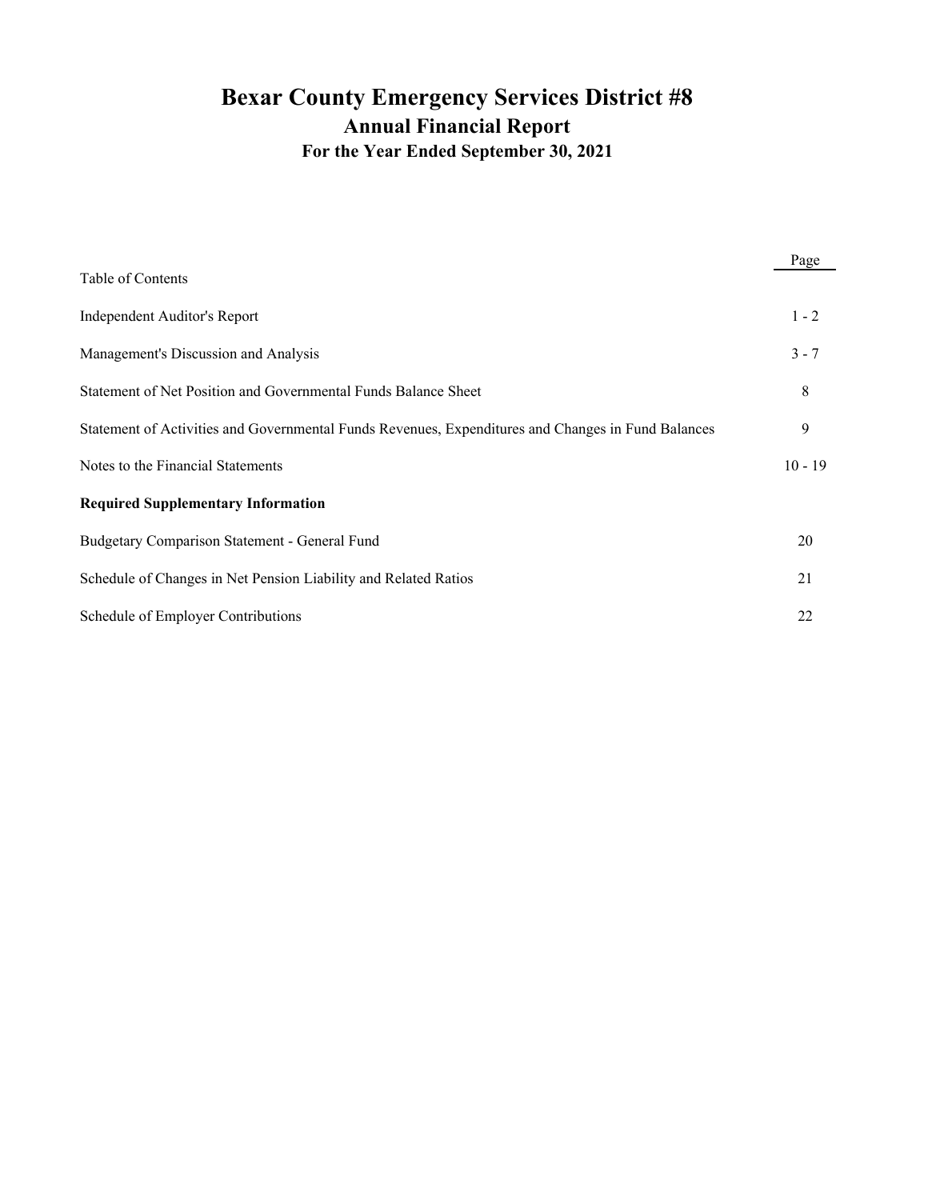# Bexar County Emergency Services District #8

## Annual Financial Report

### For the Year Ended September 30, 2021

| Table of Contents | Page |
|---|---|
| Independent Auditor's Report | 1 - 2 |
| Management's Discussion and Analysis | 3 - 7 |
| Statement of Net Position and Governmental Funds Balance Sheet | 8 |
| Statement of Activities and Governmental Funds Revenues, Expenditures and Changes in Fund Balances | 9 |
| Notes to the Financial Statements | 10 - 19 |
| **Required Supplementary Information** | |
| Budgetary Comparison Statement - General Fund | 20 |
| Schedule of Changes in Net Pension Liability and Related Ratios | 21 |
| Schedule of Employer Contributions | 22 |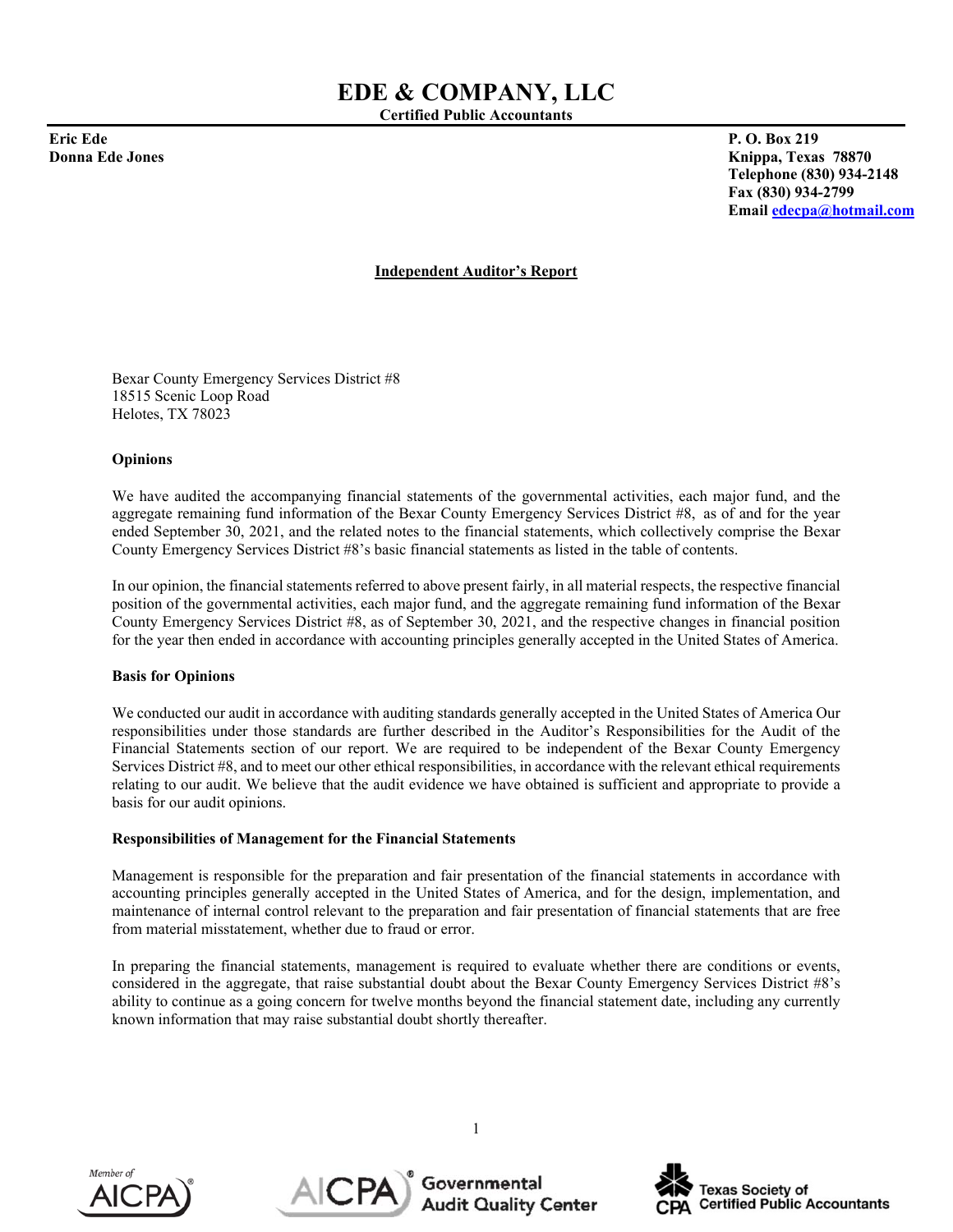# EDE & COMPANY, LLC

**Certified Public Accountants**

**Eric Ede**
**Donna Ede Jones**

**P. O. Box 219**
**Knippa, Texas 78870**
**Telephone (830) 934-2148**
**Fax (830) 934-2799**
**Email edecpa@hotmail.com**

## Independent Auditor's Report

Bexar County Emergency Services District #8
18515 Scenic Loop Road
Helotes, TX 78023

**Opinions**

We have audited the accompanying financial statements of the governmental activities, each major fund, and the aggregate remaining fund information of the Bexar County Emergency Services District #8, as of and for the year ended September 30, 2021, and the related notes to the financial statements, which collectively comprise the Bexar County Emergency Services District #8's basic financial statements as listed in the table of contents.

In our opinion, the financial statements referred to above present fairly, in all material respects, the respective financial position of the governmental activities, each major fund, and the aggregate remaining fund information of the Bexar County Emergency Services District #8, as of September 30, 2021, and the respective changes in financial position for the year then ended in accordance with accounting principles generally accepted in the United States of America.

**Basis for Opinions**

We conducted our audit in accordance with auditing standards generally accepted in the United States of America Our responsibilities under those standards are further described in the Auditor's Responsibilities for the Audit of the Financial Statements section of our report. We are required to be independent of the Bexar County Emergency Services District #8, and to meet our other ethical responsibilities, in accordance with the relevant ethical requirements relating to our audit. We believe that the audit evidence we have obtained is sufficient and appropriate to provide a basis for our audit opinions.

**Responsibilities of Management for the Financial Statements**

Management is responsible for the preparation and fair presentation of the financial statements in accordance with accounting principles generally accepted in the United States of America, and for the design, implementation, and maintenance of internal control relevant to the preparation and fair presentation of financial statements that are free from material misstatement, whether due to fraud or error.

In preparing the financial statements, management is required to evaluate whether there are conditions or events, considered in the aggregate, that raise substantial doubt about the Bexar County Emergency Services District #8's ability to continue as a going concern for twelve months beyond the financial statement date, including any currently known information that may raise substantial doubt shortly thereafter.

Member of AICPA | AICPA Governmental Audit Quality Center | Texas Society of Certified Public Accountants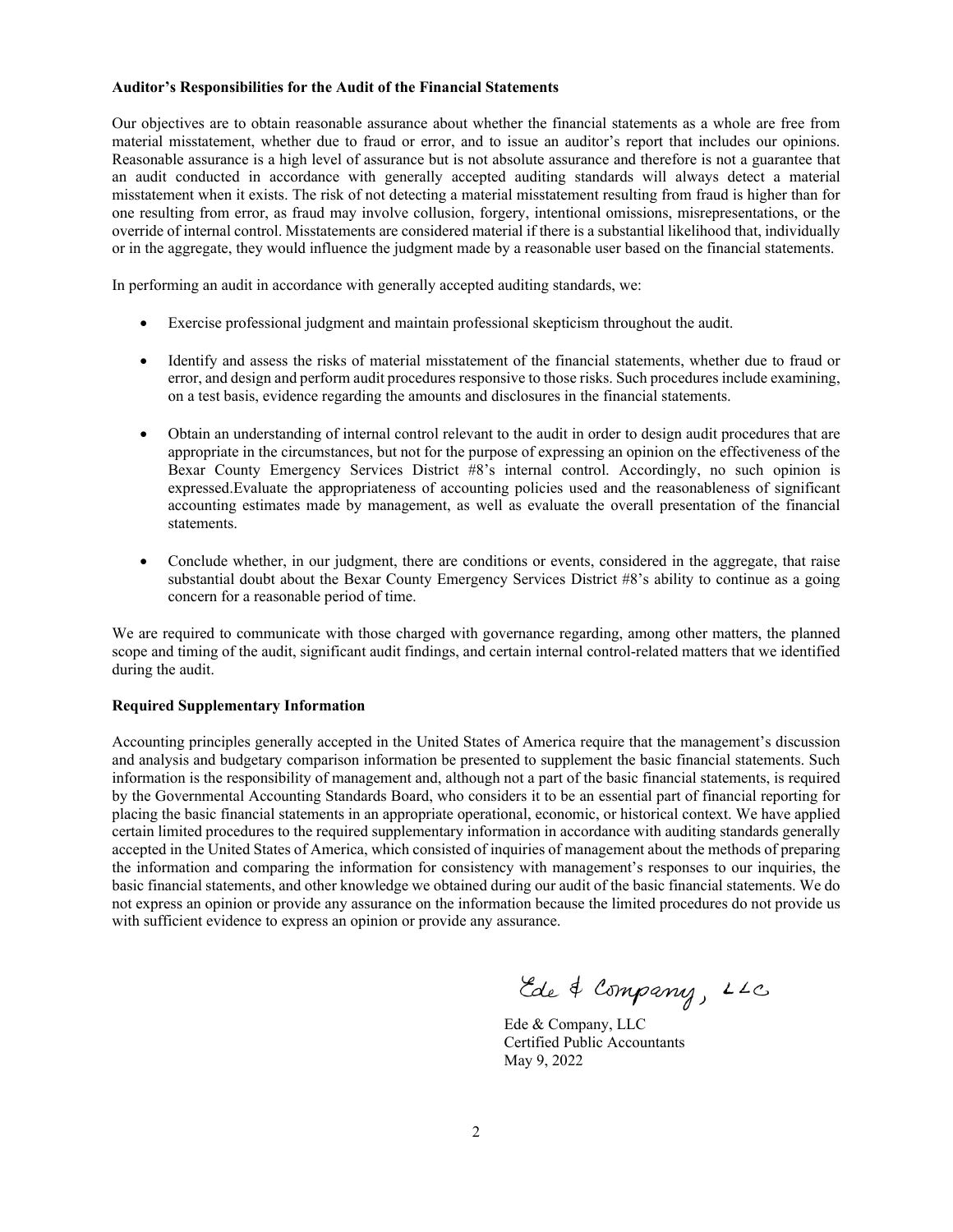**Auditor's Responsibilities for the Audit of the Financial Statements**

Our objectives are to obtain reasonable assurance about whether the financial statements as a whole are free from material misstatement, whether due to fraud or error, and to issue an auditor's report that includes our opinions. Reasonable assurance is a high level of assurance but is not absolute assurance and therefore is not a guarantee that an audit conducted in accordance with generally accepted auditing standards will always detect a material misstatement when it exists. The risk of not detecting a material misstatement resulting from fraud is higher than for one resulting from error, as fraud may involve collusion, forgery, intentional omissions, misrepresentations, or the override of internal control. Misstatements are considered material if there is a substantial likelihood that, individually or in the aggregate, they would influence the judgment made by a reasonable user based on the financial statements.

In performing an audit in accordance with generally accepted auditing standards, we:

- Exercise professional judgment and maintain professional skepticism throughout the audit.

- Identify and assess the risks of material misstatement of the financial statements, whether due to fraud or error, and design and perform audit procedures responsive to those risks. Such procedures include examining, on a test basis, evidence regarding the amounts and disclosures in the financial statements.

- Obtain an understanding of internal control relevant to the audit in order to design audit procedures that are appropriate in the circumstances, but not for the purpose of expressing an opinion on the effectiveness of the Bexar County Emergency Services District #8's internal control. Accordingly, no such opinion is expressed.Evaluate the appropriateness of accounting policies used and the reasonableness of significant accounting estimates made by management, as well as evaluate the overall presentation of the financial statements.

- Conclude whether, in our judgment, there are conditions or events, considered in the aggregate, that raise substantial doubt about the Bexar County Emergency Services District #8's ability to continue as a going concern for a reasonable period of time.

We are required to communicate with those charged with governance regarding, among other matters, the planned scope and timing of the audit, significant audit findings, and certain internal control-related matters that we identified during the audit.

**Required Supplementary Information**

Accounting principles generally accepted in the United States of America require that the management's discussion and analysis and budgetary comparison information be presented to supplement the basic financial statements. Such information is the responsibility of management and, although not a part of the basic financial statements, is required by the Governmental Accounting Standards Board, who considers it to be an essential part of financial reporting for placing the basic financial statements in an appropriate operational, economic, or historical context. We have applied certain limited procedures to the required supplementary information in accordance with auditing standards generally accepted in the United States of America, which consisted of inquiries of management about the methods of preparing the information and comparing the information for consistency with management's responses to our inquiries, the basic financial statements, and other knowledge we obtained during our audit of the basic financial statements. We do not express an opinion or provide any assurance on the information because the limited procedures do not provide us with sufficient evidence to express an opinion or provide any assurance.

Ede & Company, LLC

Ede & Company, LLC
Certified Public Accountants
May 9, 2022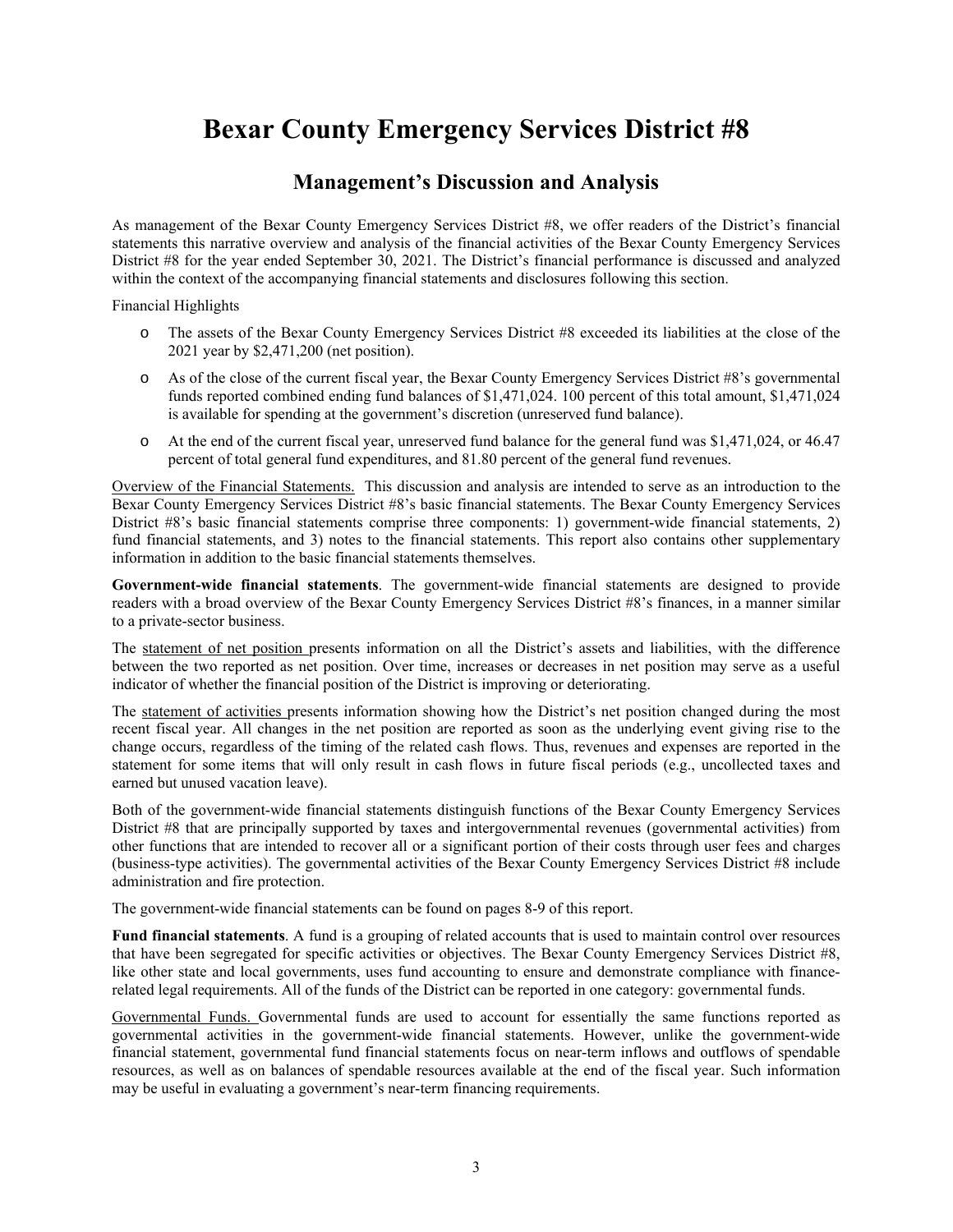# Bexar County Emergency Services District #8

## Management's Discussion and Analysis

As management of the Bexar County Emergency Services District #8, we offer readers of the District's financial statements this narrative overview and analysis of the financial activities of the Bexar County Emergency Services District #8 for the year ended September 30, 2021. The District's financial performance is discussed and analyzed within the context of the accompanying financial statements and disclosures following this section.

Financial Highlights

- The assets of the Bexar County Emergency Services District #8 exceeded its liabilities at the close of the 2021 year by $2,471,200 (net position).
- As of the close of the current fiscal year, the Bexar County Emergency Services District #8's governmental funds reported combined ending fund balances of $1,471,024. 100 percent of this total amount, $1,471,024 is available for spending at the government's discretion (unreserved fund balance).
- At the end of the current fiscal year, unreserved fund balance for the general fund was $1,471,024, or 46.47 percent of total general fund expenditures, and 81.80 percent of the general fund revenues.

Overview of the Financial Statements. This discussion and analysis are intended to serve as an introduction to the Bexar County Emergency Services District #8's basic financial statements. The Bexar County Emergency Services District #8's basic financial statements comprise three components: 1) government-wide financial statements, 2) fund financial statements, and 3) notes to the financial statements. This report also contains other supplementary information in addition to the basic financial statements themselves.

**Government-wide financial statements**. The government-wide financial statements are designed to provide readers with a broad overview of the Bexar County Emergency Services District #8's finances, in a manner similar to a private-sector business.

The statement of net position presents information on all the District's assets and liabilities, with the difference between the two reported as net position. Over time, increases or decreases in net position may serve as a useful indicator of whether the financial position of the District is improving or deteriorating.

The statement of activities presents information showing how the District's net position changed during the most recent fiscal year. All changes in the net position are reported as soon as the underlying event giving rise to the change occurs, regardless of the timing of the related cash flows. Thus, revenues and expenses are reported in the statement for some items that will only result in cash flows in future fiscal periods (e.g., uncollected taxes and earned but unused vacation leave).

Both of the government-wide financial statements distinguish functions of the Bexar County Emergency Services District #8 that are principally supported by taxes and intergovernmental revenues (governmental activities) from other functions that are intended to recover all or a significant portion of their costs through user fees and charges (business-type activities). The governmental activities of the Bexar County Emergency Services District #8 include administration and fire protection.

The government-wide financial statements can be found on pages 8-9 of this report.

**Fund financial statements**. A fund is a grouping of related accounts that is used to maintain control over resources that have been segregated for specific activities or objectives. The Bexar County Emergency Services District #8, like other state and local governments, uses fund accounting to ensure and demonstrate compliance with finance-related legal requirements. All of the funds of the District can be reported in one category: governmental funds.

Governmental Funds. Governmental funds are used to account for essentially the same functions reported as governmental activities in the government-wide financial statements. However, unlike the government-wide financial statement, governmental fund financial statements focus on near-term inflows and outflows of spendable resources, as well as on balances of spendable resources available at the end of the fiscal year. Such information may be useful in evaluating a government's near-term financing requirements.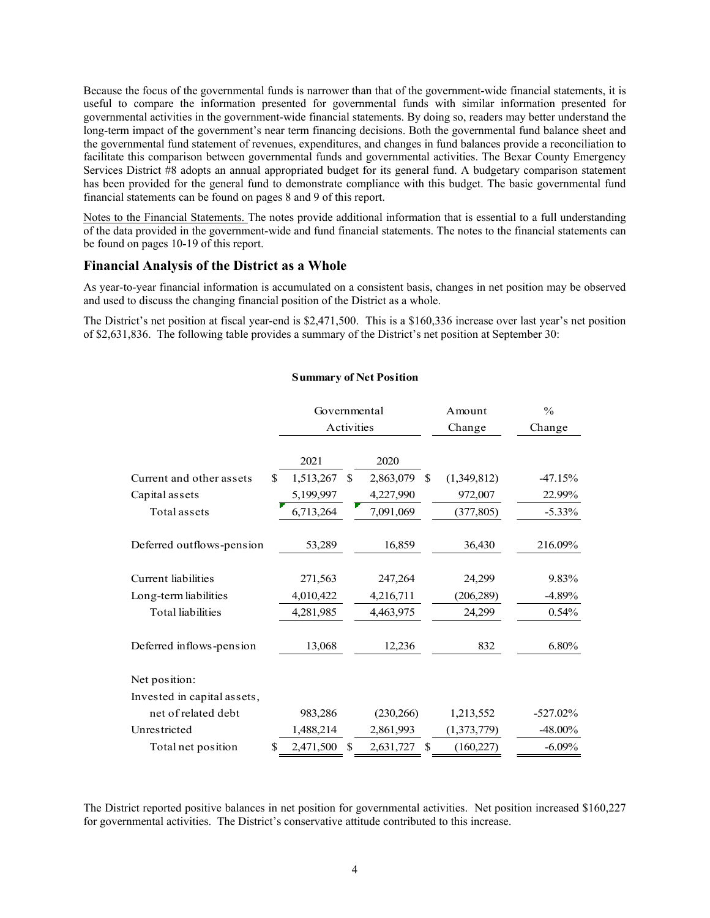Because the focus of the governmental funds is narrower than that of the government-wide financial statements, it is useful to compare the information presented for governmental funds with similar information presented for governmental activities in the government-wide financial statements. By doing so, readers may better understand the long-term impact of the government's near term financing decisions. Both the governmental fund balance sheet and the governmental fund statement of revenues, expenditures, and changes in fund balances provide a reconciliation to facilitate this comparison between governmental funds and governmental activities. The Bexar County Emergency Services District #8 adopts an annual appropriated budget for its general fund. A budgetary comparison statement has been provided for the general fund to demonstrate compliance with this budget. The basic governmental fund financial statements can be found on pages 8 and 9 of this report.

Notes to the Financial Statements. The notes provide additional information that is essential to a full understanding of the data provided in the government-wide and fund financial statements. The notes to the financial statements can be found on pages 10-19 of this report.

## Financial Analysis of the District as a Whole

As year-to-year financial information is accumulated on a consistent basis, changes in net position may be observed and used to discuss the changing financial position of the District as a whole.

The District's net position at fiscal year-end is $2,471,500. This is a $160,336 increase over last year's net position of $2,631,836. The following table provides a summary of the District's net position at September 30:

**Summary of Net Position**

| | Governmental Activities | | Amount Change | % Change |
|---|---|---|---|---|
| | 2021 | 2020 | | |
| Current and other assets | $ 1,513,267 | $ 2,863,079 | $ (1,349,812) | -47.15% |
| Capital assets | 5,199,997 | 4,227,990 | 972,007 | 22.99% |
| Total assets | 6,713,264 | 7,091,069 | (377,805) | -5.33% |
| Deferred outflows-pension | 53,289 | 16,859 | 36,430 | 216.09% |
| Current liabilities | 271,563 | 247,264 | 24,299 | 9.83% |
| Long-term liabilities | 4,010,422 | 4,216,711 | (206,289) | -4.89% |
| Total liabilities | 4,281,985 | 4,463,975 | 24,299 | 0.54% |
| Deferred inflows-pension | 13,068 | 12,236 | 832 | 6.80% |
| Net position: | | | | |
| Invested in capital assets, net of related debt | 983,286 | (230,266) | 1,213,552 | -527.02% |
| Unrestricted | 1,488,214 | 2,861,993 | (1,373,779) | -48.00% |
| Total net position | $ 2,471,500 | $ 2,631,727 | $ (160,227) | -6.09% |

The District reported positive balances in net position for governmental activities. Net position increased $160,227 for governmental activities. The District's conservative attitude contributed to this increase.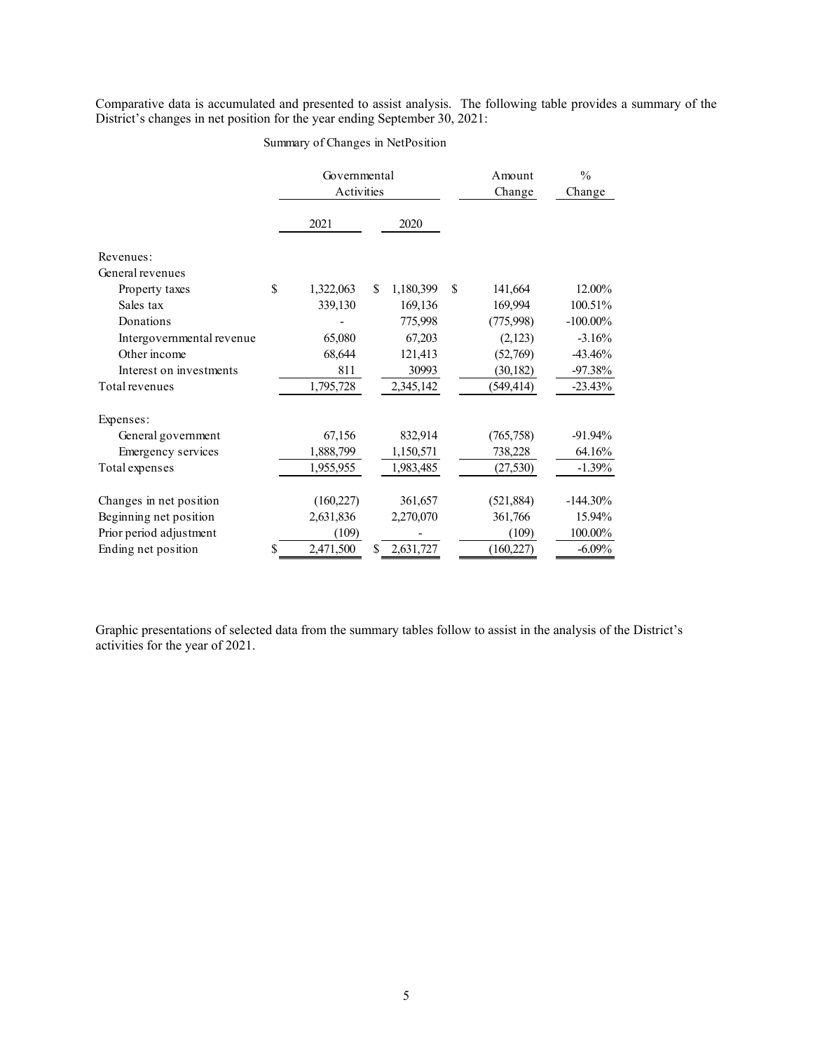Comparative data is accumulated and presented to assist analysis. The following table provides a summary of the District's changes in net position for the year ending September 30, 2021:

Summary of Changes in NetPosition

| | Governmental Activities | | Amount Change | % Change |
|---|---|---|---|---|
| | 2021 | 2020 | | |
| Revenues: | | | | |
| General revenues | | | | |
| Property taxes | $ 1,322,063 | $ 1,180,399 | $ 141,664 | 12.00% |
| Sales tax | 339,130 | 169,136 | 169,994 | 100.51% |
| Donations | - | 775,998 | (775,998) | -100.00% |
| Intergovernmental revenue | 65,080 | 67,203 | (2,123) | -3.16% |
| Other income | 68,644 | 121,413 | (52,769) | -43.46% |
| Interest on investments | 811 | 30993 | (30,182) | -97.38% |
| Total revenues | 1,795,728 | 2,345,142 | (549,414) | -23.43% |
| Expenses: | | | | |
| General government | 67,156 | 832,914 | (765,758) | -91.94% |
| Emergency services | 1,888,799 | 1,150,571 | 738,228 | 64.16% |
| Total expenses | 1,955,955 | 1,983,485 | (27,530) | -1.39% |
| Changes in net position | (160,227) | 361,657 | (521,884) | -144.30% |
| Beginning net position | 2,631,836 | 2,270,070 | 361,766 | 15.94% |
| Prior period adjustment | (109) | - | (109) | 100.00% |
| Ending net position | $ 2,471,500 | $ 2,631,727 | (160,227) | -6.09% |

Graphic presentations of selected data from the summary tables follow to assist in the analysis of the District's activities for the year of 2021.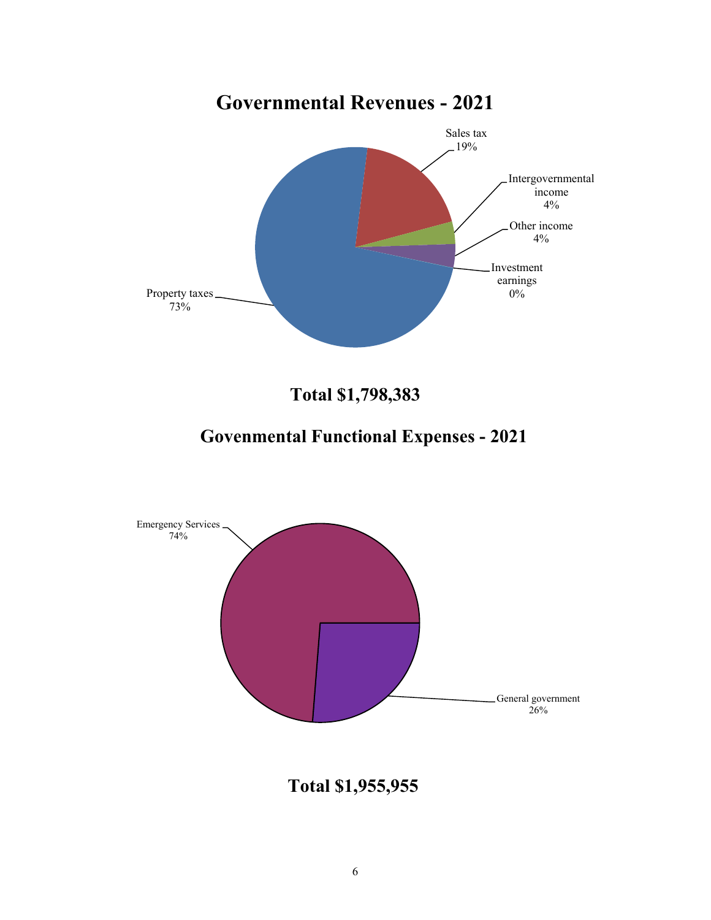## Governmental Revenues - 2021

Sales tax
19%

Intergovernmental income
4%

Other income
4%

Investment earnings
0%

Property taxes
73%

**Total $1,798,383**

## Govenmental Functional Expenses - 2021

Emergency Services
74%

General government
26%

**Total $1,955,955**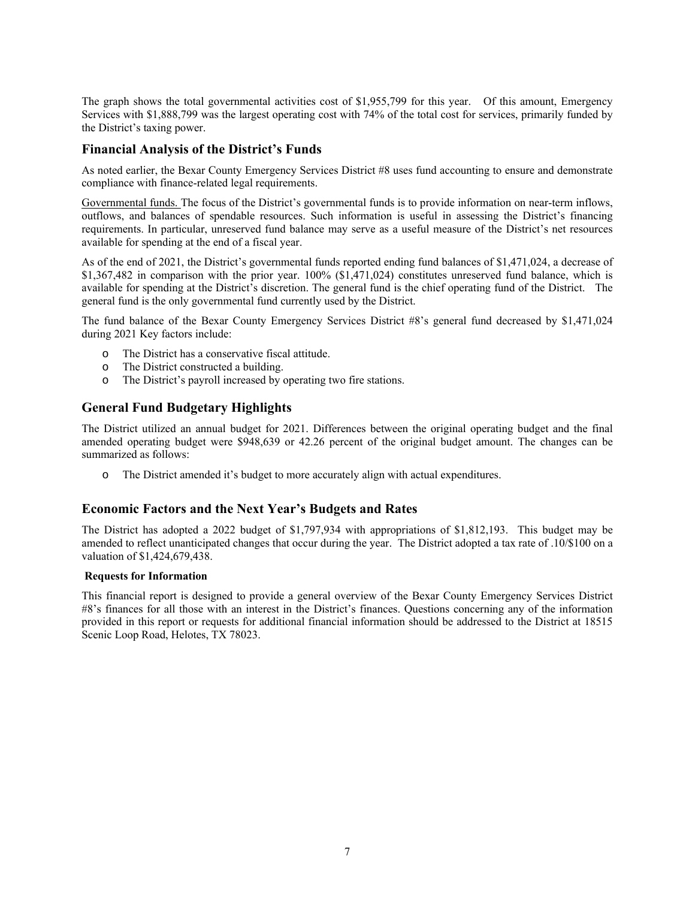The graph shows the total governmental activities cost of $1,955,799 for this year. Of this amount, Emergency Services with $1,888,799 was the largest operating cost with 74% of the total cost for services, primarily funded by the District's taxing power.

## Financial Analysis of the District's Funds

As noted earlier, the Bexar County Emergency Services District #8 uses fund accounting to ensure and demonstrate compliance with finance-related legal requirements.

Governmental funds. The focus of the District's governmental funds is to provide information on near-term inflows, outflows, and balances of spendable resources. Such information is useful in assessing the District's financing requirements. In particular, unreserved fund balance may serve as a useful measure of the District's net resources available for spending at the end of a fiscal year.

As of the end of 2021, the District's governmental funds reported ending fund balances of $1,471,024, a decrease of $1,367,482 in comparison with the prior year. 100% ($1,471,024) constitutes unreserved fund balance, which is available for spending at the District's discretion. The general fund is the chief operating fund of the District. The general fund is the only governmental fund currently used by the District.

The fund balance of the Bexar County Emergency Services District #8's general fund decreased by $1,471,024 during 2021 Key factors include:

- The District has a conservative fiscal attitude.
- The District constructed a building.
- The District's payroll increased by operating two fire stations.

## General Fund Budgetary Highlights

The District utilized an annual budget for 2021. Differences between the original operating budget and the final amended operating budget were $948,639 or 42.26 percent of the original budget amount. The changes can be summarized as follows:

- The District amended it's budget to more accurately align with actual expenditures.

## Economic Factors and the Next Year's Budgets and Rates

The District has adopted a 2022 budget of $1,797,934 with appropriations of $1,812,193. This budget may be amended to reflect unanticipated changes that occur during the year. The District adopted a tax rate of .10/$100 on a valuation of $1,424,679,438.

**Requests for Information**

This financial report is designed to provide a general overview of the Bexar County Emergency Services District #8's finances for all those with an interest in the District's finances. Questions concerning any of the information provided in this report or requests for additional financial information should be addressed to the District at 18515 Scenic Loop Road, Helotes, TX 78023.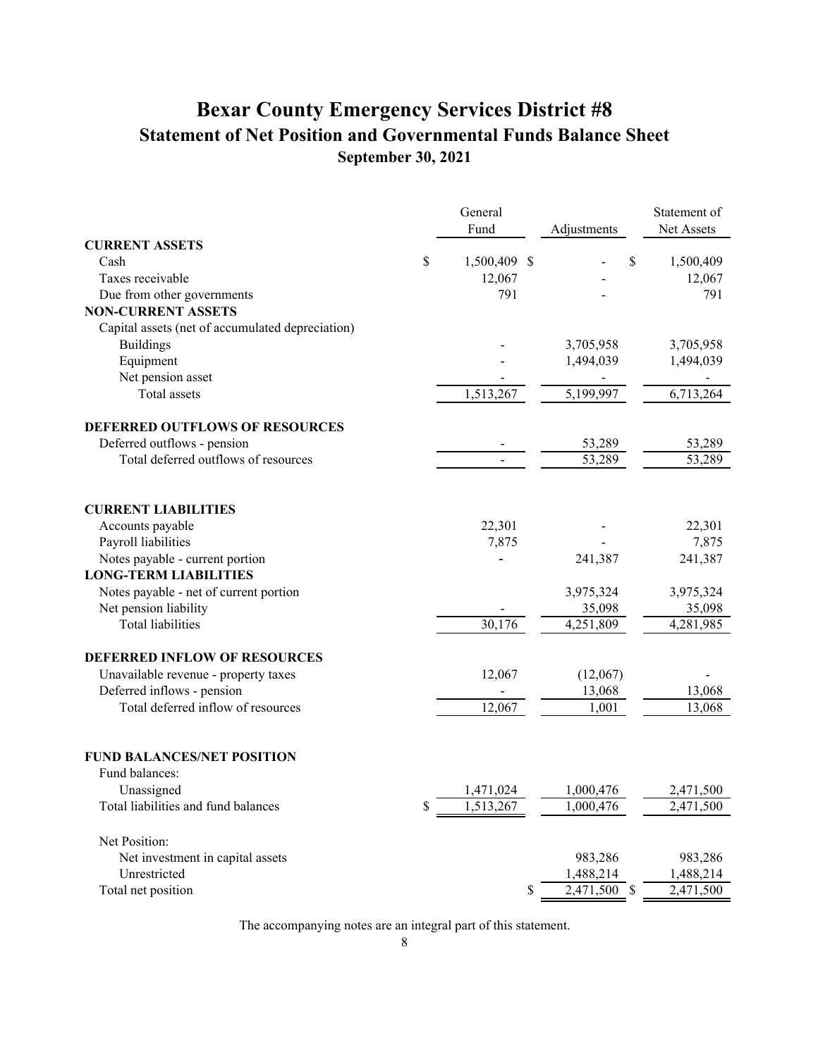# Bexar County Emergency Services District #8

## Statement of Net Position and Governmental Funds Balance Sheet

### September 30, 2021

| | General Fund | Adjustments | Statement of Net Assets |
|---|---|---|---|
| **CURRENT ASSETS** | | | |
| Cash | $ 1,500,409 | $ - | $ 1,500,409 |
| Taxes receivable | 12,067 | - | 12,067 |
| Due from other governments | 791 | - | 791 |
| **NON-CURRENT ASSETS** | | | |
| Capital assets (net of accumulated depreciation) | | | |
| Buildings | - | 3,705,958 | 3,705,958 |
| Equipment | - | 1,494,039 | 1,494,039 |
| Net pension asset | - | - | - |
| Total assets | 1,513,267 | 5,199,997 | 6,713,264 |
| **DEFERRED OUTFLOWS OF RESOURCES** | | | |
| Deferred outflows - pension | - | 53,289 | 53,289 |
| Total deferred outflows of resources | - | 53,289 | 53,289 |
| **CURRENT LIABILITIES** | | | |
| Accounts payable | 22,301 | - | 22,301 |
| Payroll liabilities | 7,875 | - | 7,875 |
| Notes payable - current portion | - | 241,387 | 241,387 |
| **LONG-TERM LIABILITIES** | | | |
| Notes payable - net of current portion | | 3,975,324 | 3,975,324 |
| Net pension liability | - | 35,098 | 35,098 |
| Total liabilities | 30,176 | 4,251,809 | 4,281,985 |
| **DEFERRED INFLOW OF RESOURCES** | | | |
| Unavailable revenue - property taxes | 12,067 | (12,067) | - |
| Deferred inflows - pension | - | 13,068 | 13,068 |
| Total deferred inflow of resources | 12,067 | 1,001 | 13,068 |
| **FUND BALANCES/NET POSITION** | | | |
| Fund balances: | | | |
| Unassigned | 1,471,024 | 1,000,476 | 2,471,500 |
| Total liabilities and fund balances | $ 1,513,267 | 1,000,476 | 2,471,500 |
| Net Position: | | | |
| Net investment in capital assets | | 983,286 | 983,286 |
| Unrestricted | | 1,488,214 | 1,488,214 |
| Total net position | | $ 2,471,500 | $ 2,471,500 |

The accompanying notes are an integral part of this statement.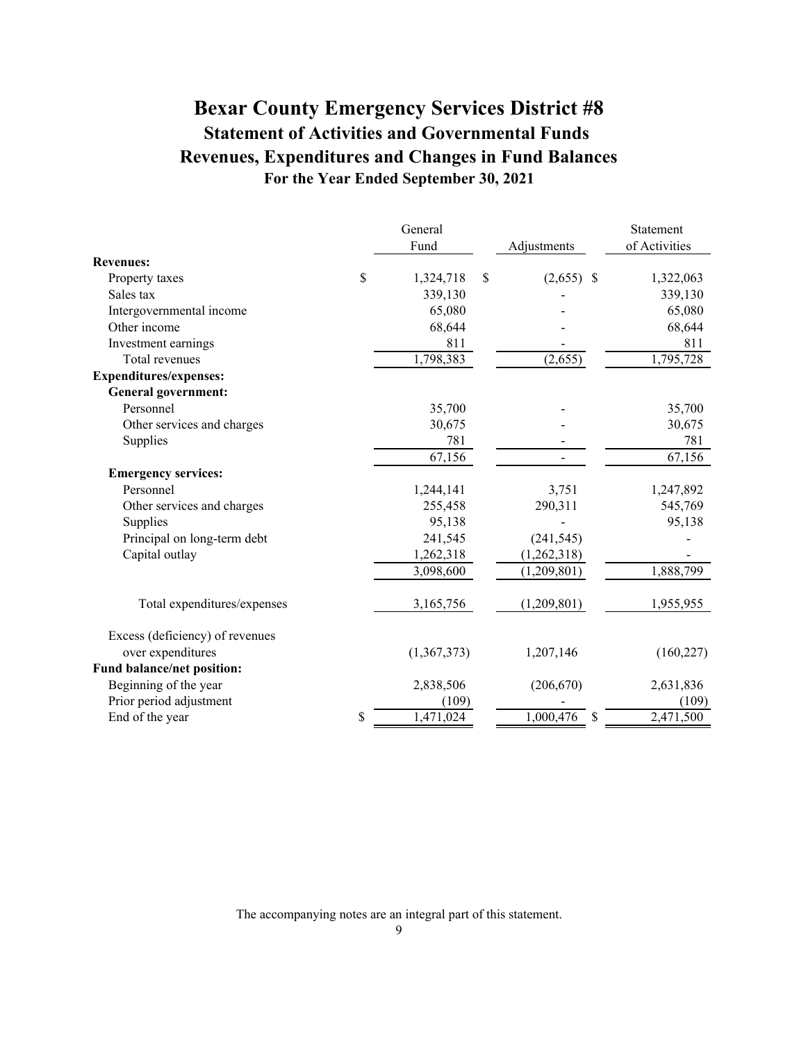# Bexar County Emergency Services District #8

## Statement of Activities and Governmental Funds

## Revenues, Expenditures and Changes in Fund Balances

### For the Year Ended September 30, 2021

| | General Fund | Adjustments | Statement of Activities |
|---|---|---|---|
| **Revenues:** | | | |
| Property taxes | $ 1,324,718 | $ (2,655) | $ 1,322,063 |
| Sales tax | 339,130 | - | 339,130 |
| Intergovernmental income | 65,080 | - | 65,080 |
| Other income | 68,644 | - | 68,644 |
| Investment earnings | 811 | - | 811 |
| Total revenues | 1,798,383 | (2,655) | 1,795,728 |
| **Expenditures/expenses:** | | | |
| **General government:** | | | |
| Personnel | 35,700 | - | 35,700 |
| Other services and charges | 30,675 | - | 30,675 |
| Supplies | 781 | - | 781 |
| | 67,156 | - | 67,156 |
| **Emergency services:** | | | |
| Personnel | 1,244,141 | 3,751 | 1,247,892 |
| Other services and charges | 255,458 | 290,311 | 545,769 |
| Supplies | 95,138 | - | 95,138 |
| Principal on long-term debt | 241,545 | (241,545) | - |
| Capital outlay | 1,262,318 | (1,262,318) | - |
| | 3,098,600 | (1,209,801) | 1,888,799 |
| Total expenditures/expenses | 3,165,756 | (1,209,801) | 1,955,955 |
| Excess (deficiency) of revenues over expenditures | (1,367,373) | 1,207,146 | (160,227) |
| **Fund balance/net position:** | | | |
| Beginning of the year | 2,838,506 | (206,670) | 2,631,836 |
| Prior period adjustment | (109) | - | (109) |
| End of the year | $ 1,471,024 | 1,000,476 | $ 2,471,500 |

The accompanying notes are an integral part of this statement.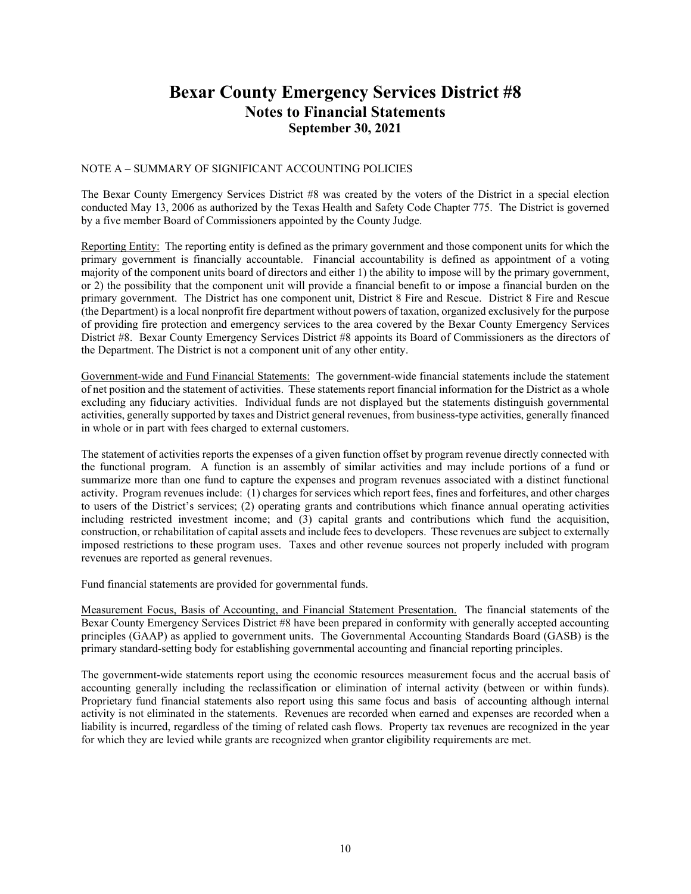# Bexar County Emergency Services District #8
## Notes to Financial Statements
### September 30, 2021

NOTE A – SUMMARY OF SIGNIFICANT ACCOUNTING POLICIES

The Bexar County Emergency Services District #8 was created by the voters of the District in a special election conducted May 13, 2006 as authorized by the Texas Health and Safety Code Chapter 775. The District is governed by a five member Board of Commissioners appointed by the County Judge.

Reporting Entity: The reporting entity is defined as the primary government and those component units for which the primary government is financially accountable. Financial accountability is defined as appointment of a voting majority of the component units board of directors and either 1) the ability to impose will by the primary government, or 2) the possibility that the component unit will provide a financial benefit to or impose a financial burden on the primary government. The District has one component unit, District 8 Fire and Rescue. District 8 Fire and Rescue (the Department) is a local nonprofit fire department without powers of taxation, organized exclusively for the purpose of providing fire protection and emergency services to the area covered by the Bexar County Emergency Services District #8. Bexar County Emergency Services District #8 appoints its Board of Commissioners as the directors of the Department. The District is not a component unit of any other entity.

Government-wide and Fund Financial Statements: The government-wide financial statements include the statement of net position and the statement of activities. These statements report financial information for the District as a whole excluding any fiduciary activities. Individual funds are not displayed but the statements distinguish governmental activities, generally supported by taxes and District general revenues, from business-type activities, generally financed in whole or in part with fees charged to external customers.

The statement of activities reports the expenses of a given function offset by program revenue directly connected with the functional program. A function is an assembly of similar activities and may include portions of a fund or summarize more than one fund to capture the expenses and program revenues associated with a distinct functional activity. Program revenues include: (1) charges for services which report fees, fines and forfeitures, and other charges to users of the District's services; (2) operating grants and contributions which finance annual operating activities including restricted investment income; and (3) capital grants and contributions which fund the acquisition, construction, or rehabilitation of capital assets and include fees to developers. These revenues are subject to externally imposed restrictions to these program uses. Taxes and other revenue sources not properly included with program revenues are reported as general revenues.

Fund financial statements are provided for governmental funds.

Measurement Focus, Basis of Accounting, and Financial Statement Presentation. The financial statements of the Bexar County Emergency Services District #8 have been prepared in conformity with generally accepted accounting principles (GAAP) as applied to government units. The Governmental Accounting Standards Board (GASB) is the primary standard-setting body for establishing governmental accounting and financial reporting principles.

The government-wide statements report using the economic resources measurement focus and the accrual basis of accounting generally including the reclassification or elimination of internal activity (between or within funds). Proprietary fund financial statements also report using this same focus and basis of accounting although internal activity is not eliminated in the statements. Revenues are recorded when earned and expenses are recorded when a liability is incurred, regardless of the timing of related cash flows. Property tax revenues are recognized in the year for which they are levied while grants are recognized when grantor eligibility requirements are met.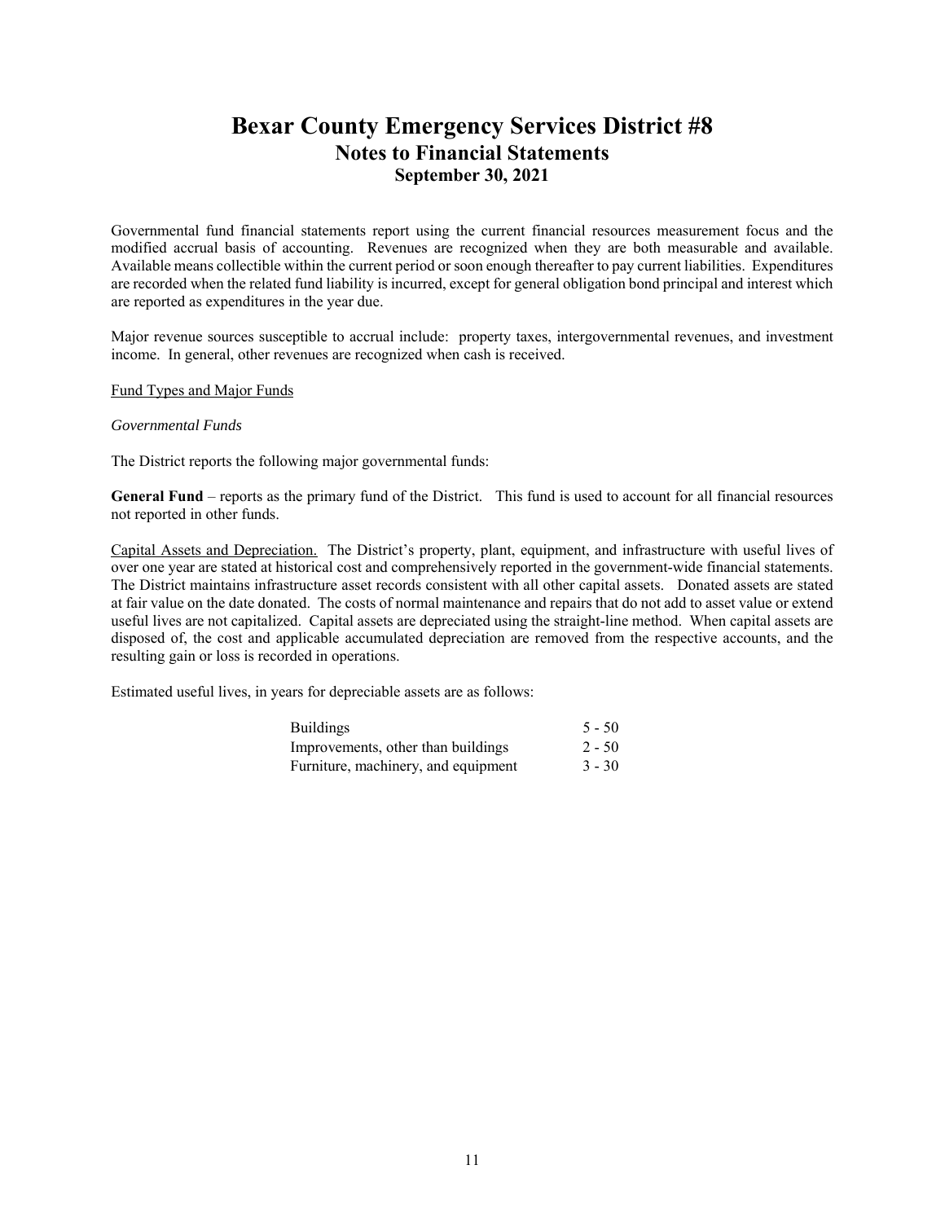Governmental fund financial statements report using the current financial resources measurement focus and the modified accrual basis of accounting. Revenues are recognized when they are both measurable and available. Available means collectible within the current period or soon enough thereafter to pay current liabilities. Expenditures are recorded when the related fund liability is incurred, except for general obligation bond principal and interest which are reported as expenditures in the year due.

Major revenue sources susceptible to accrual include: property taxes, intergovernmental revenues, and investment income. In general, other revenues are recognized when cash is received.

Fund Types and Major Funds

*Governmental Funds*

The District reports the following major governmental funds:

**General Fund** – reports as the primary fund of the District. This fund is used to account for all financial resources not reported in other funds.

Capital Assets and Depreciation. The District's property, plant, equipment, and infrastructure with useful lives of over one year are stated at historical cost and comprehensively reported in the government-wide financial statements. The District maintains infrastructure asset records consistent with all other capital assets. Donated assets are stated at fair value on the date donated. The costs of normal maintenance and repairs that do not add to asset value or extend useful lives are not capitalized. Capital assets are depreciated using the straight-line method. When capital assets are disposed of, the cost and applicable accumulated depreciation are removed from the respective accounts, and the resulting gain or loss is recorded in operations.

Estimated useful lives, in years for depreciable assets are as follows:

| | |
|---|---|
| Buildings | 5 - 50 |
| Improvements, other than buildings | 2 - 50 |
| Furniture, machinery, and equipment | 3 - 30 |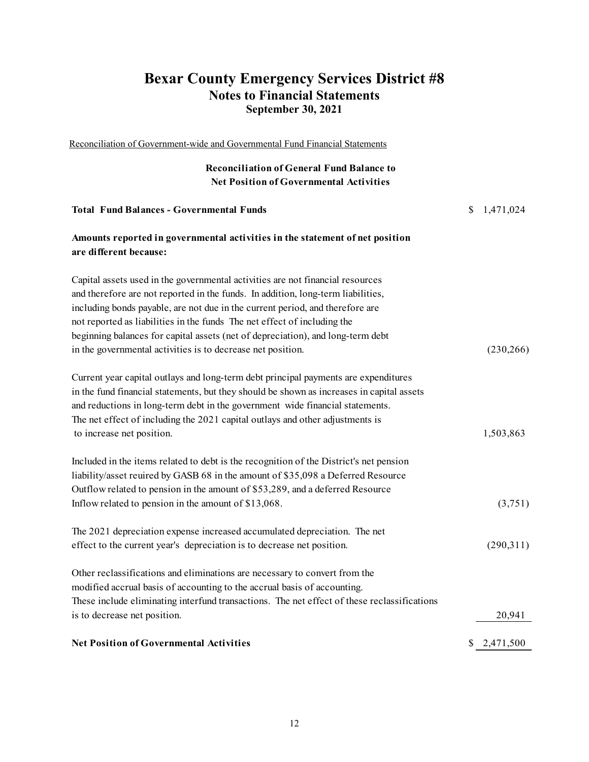# Bexar County Emergency Services District #8

## Notes to Financial Statements

### September 30, 2021

Reconciliation of Government-wide and Governmental Fund Financial Statements

**Reconciliation of General Fund Balance to Net Position of Governmental Activities**

| | |
|---|---|
| **Total Fund Balances - Governmental Funds** | $ 1,471,024 |
| **Amounts reported in governmental activities in the statement of net position are different because:** | |
| Capital assets used in the governmental activities are not financial resources and therefore are not reported in the funds. In addition, long-term liabilities, including bonds payable, are not due in the current period, and therefore are not reported as liabilities in the funds The net effect of including the beginning balances for capital assets (net of depreciation), and long-term debt in the governmental activities is to decrease net position. | (230,266) |
| Current year capital outlays and long-term debt principal payments are expenditures in the fund financial statements, but they should be shown as increases in capital assets and reductions in long-term debt in the government wide financial statements. The net effect of including the 2021 capital outlays and other adjustments is to increase net position. | 1,503,863 |
| Included in the items related to debt is the recognition of the District's net pension liability/asset reuired by GASB 68 in the amount of $35,098 a Deferred Resource Outflow related to pension in the amount of $53,289, and a deferred Resource Inflow related to pension in the amount of $13,068. | (3,751) |
| The 2021 depreciation expense increased accumulated depreciation. The net effect to the current year's depreciation is to decrease net position. | (290,311) |
| Other reclassifications and eliminations are necessary to convert from the modified accrual basis of accounting to the accrual basis of accounting. These include eliminating interfund transactions. The net effect of these reclassifications is to decrease net position. | 20,941 |
| **Net Position of Governmental Activities** | $ 2,471,500 |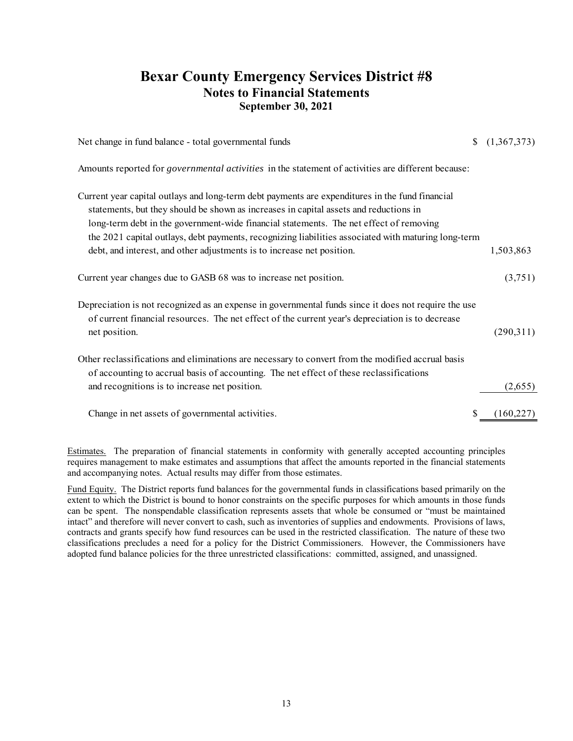# Bexar County Emergency Services District #8

## Notes to Financial Statements

### September 30, 2021

| | |
|---|---|
| Net change in fund balance - total governmental funds | $ (1,367,373) |
| Amounts reported for *governmental activities* in the statement of activities are different because: | |
| Current year capital outlays and long-term debt payments are expenditures in the fund financial statements, but they should be shown as increases in capital assets and reductions in long-term debt in the government-wide financial statements. The net effect of removing the 2021 capital outlays, debt payments, recognizing liabilities associated with maturing long-term debt, and interest, and other adjustments is to increase net position. | 1,503,863 |
| Current year changes due to GASB 68 was to increase net position. | (3,751) |
| Depreciation is not recognized as an expense in governmental funds since it does not require the use of current financial resources. The net effect of the current year's depreciation is to decrease net position. | (290,311) |
| Other reclassifications and eliminations are necessary to convert from the modified accrual basis of accounting to accrual basis of accounting. The net effect of these reclassifications and recognitions is to increase net position. | (2,655) |
| Change in net assets of governmental activities. | $ (160,227) |

Estimates. The preparation of financial statements in conformity with generally accepted accounting principles requires management to make estimates and assumptions that affect the amounts reported in the financial statements and accompanying notes. Actual results may differ from those estimates.

Fund Equity. The District reports fund balances for the governmental funds in classifications based primarily on the extent to which the District is bound to honor constraints on the specific purposes for which amounts in those funds can be spent. The nonspendable classification represents assets that whole be consumed or "must be maintained intact" and therefore will never convert to cash, such as inventories of supplies and endowments. Provisions of laws, contracts and grants specify how fund resources can be used in the restricted classification. The nature of these two classifications precludes a need for a policy for the District Commissioners. However, the Commissioners have adopted fund balance policies for the three unrestricted classifications: committed, assigned, and unassigned.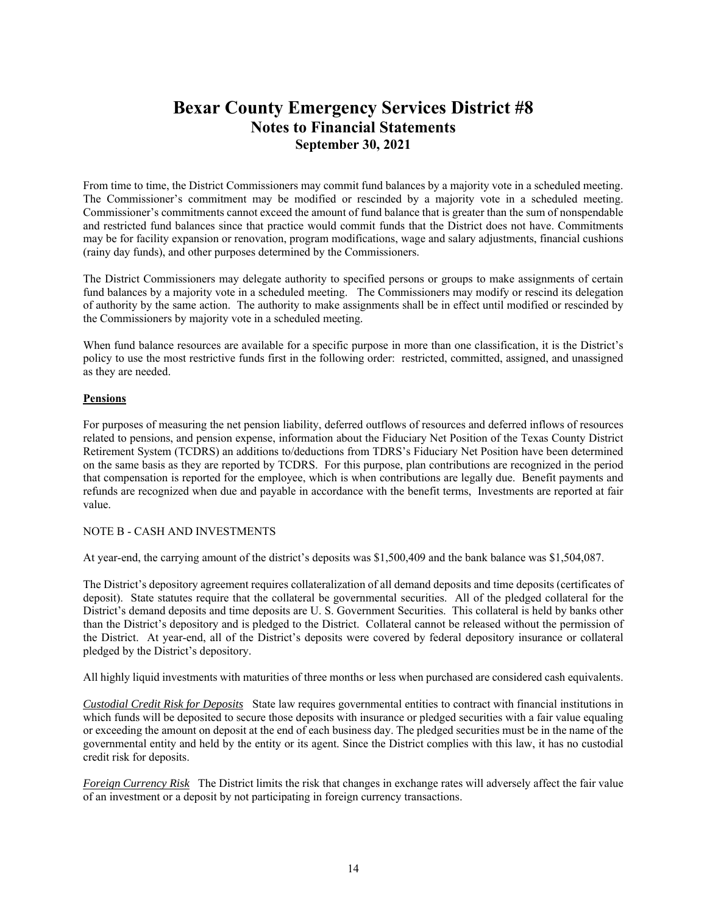From time to time, the District Commissioners may commit fund balances by a majority vote in a scheduled meeting. The Commissioner's commitment may be modified or rescinded by a majority vote in a scheduled meeting. Commissioner's commitments cannot exceed the amount of fund balance that is greater than the sum of nonspendable and restricted fund balances since that practice would commit funds that the District does not have. Commitments may be for facility expansion or renovation, program modifications, wage and salary adjustments, financial cushions (rainy day funds), and other purposes determined by the Commissioners.

The District Commissioners may delegate authority to specified persons or groups to make assignments of certain fund balances by a majority vote in a scheduled meeting. The Commissioners may modify or rescind its delegation of authority by the same action. The authority to make assignments shall be in effect until modified or rescinded by the Commissioners by majority vote in a scheduled meeting.

When fund balance resources are available for a specific purpose in more than one classification, it is the District's policy to use the most restrictive funds first in the following order: restricted, committed, assigned, and unassigned as they are needed.

**Pensions**

For purposes of measuring the net pension liability, deferred outflows of resources and deferred inflows of resources related to pensions, and pension expense, information about the Fiduciary Net Position of the Texas County District Retirement System (TCDRS) an additions to/deductions from TDRS's Fiduciary Net Position have been determined on the same basis as they are reported by TCDRS. For this purpose, plan contributions are recognized in the period that compensation is reported for the employee, which is when contributions are legally due. Benefit payments and refunds are recognized when due and payable in accordance with the benefit terms, Investments are reported at fair value.

NOTE B - CASH AND INVESTMENTS

At year-end, the carrying amount of the district's deposits was $1,500,409 and the bank balance was $1,504,087.

The District's depository agreement requires collateralization of all demand deposits and time deposits (certificates of deposit). State statutes require that the collateral be governmental securities. All of the pledged collateral for the District's demand deposits and time deposits are U. S. Government Securities. This collateral is held by banks other than the District's depository and is pledged to the District. Collateral cannot be released without the permission of the District. At year-end, all of the District's deposits were covered by federal depository insurance or collateral pledged by the District's depository.

All highly liquid investments with maturities of three months or less when purchased are considered cash equivalents.

*Custodial Credit Risk for Deposits* State law requires governmental entities to contract with financial institutions in which funds will be deposited to secure those deposits with insurance or pledged securities with a fair value equaling or exceeding the amount on deposit at the end of each business day. The pledged securities must be in the name of the governmental entity and held by the entity or its agent. Since the District complies with this law, it has no custodial credit risk for deposits.

*Foreign Currency Risk* The District limits the risk that changes in exchange rates will adversely affect the fair value of an investment or a deposit by not participating in foreign currency transactions.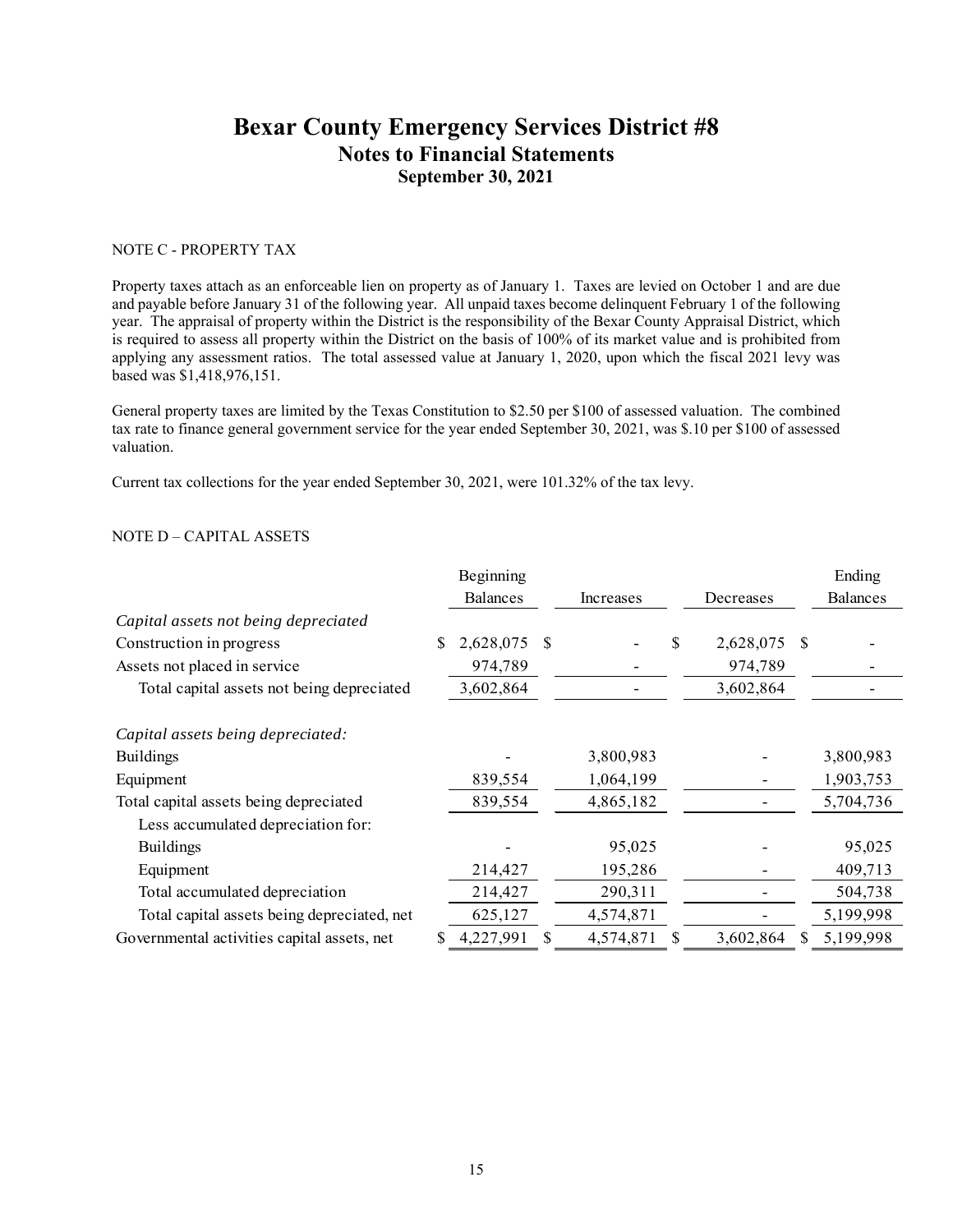# Bexar County Emergency Services District #8

## Notes to Financial Statements

### September 30, 2021

NOTE C - PROPERTY TAX

Property taxes attach as an enforceable lien on property as of January 1. Taxes are levied on October 1 and are due and payable before January 31 of the following year. All unpaid taxes become delinquent February 1 of the following year. The appraisal of property within the District is the responsibility of the Bexar County Appraisal District, which is required to assess all property within the District on the basis of 100% of its market value and is prohibited from applying any assessment ratios. The total assessed value at January 1, 2020, upon which the fiscal 2021 levy was based was $1,418,976,151.

General property taxes are limited by the Texas Constitution to $2.50 per $100 of assessed valuation. The combined tax rate to finance general government service for the year ended September 30, 2021, was $.10 per $100 of assessed valuation.

Current tax collections for the year ended September 30, 2021, were 101.32% of the tax levy.

NOTE D – CAPITAL ASSETS

| | Beginning Balances | Increases | Decreases | Ending Balances |
|---|---|---|---|---|
| *Capital assets not being depreciated* | | | | |
| Construction in progress | $ 2,628,075 | $ - | $ 2,628,075 | $ - |
| Assets not placed in service | 974,789 | - | 974,789 | - |
| Total capital assets not being depreciated | 3,602,864 | - | 3,602,864 | - |
| *Capital assets being depreciated:* | | | | |
| Buildings | - | 3,800,983 | - | 3,800,983 |
| Equipment | 839,554 | 1,064,199 | - | 1,903,753 |
| Total capital assets being depreciated | 839,554 | 4,865,182 | - | 5,704,736 |
| Less accumulated depreciation for: | | | | |
| Buildings | - | 95,025 | - | 95,025 |
| Equipment | 214,427 | 195,286 | - | 409,713 |
| Total accumulated depreciation | 214,427 | 290,311 | - | 504,738 |
| Total capital assets being depreciated, net | 625,127 | 4,574,871 | - | 5,199,998 |
| Governmental activities capital assets, net | $ 4,227,991 | $ 4,574,871 | $ 3,602,864 | $ 5,199,998 |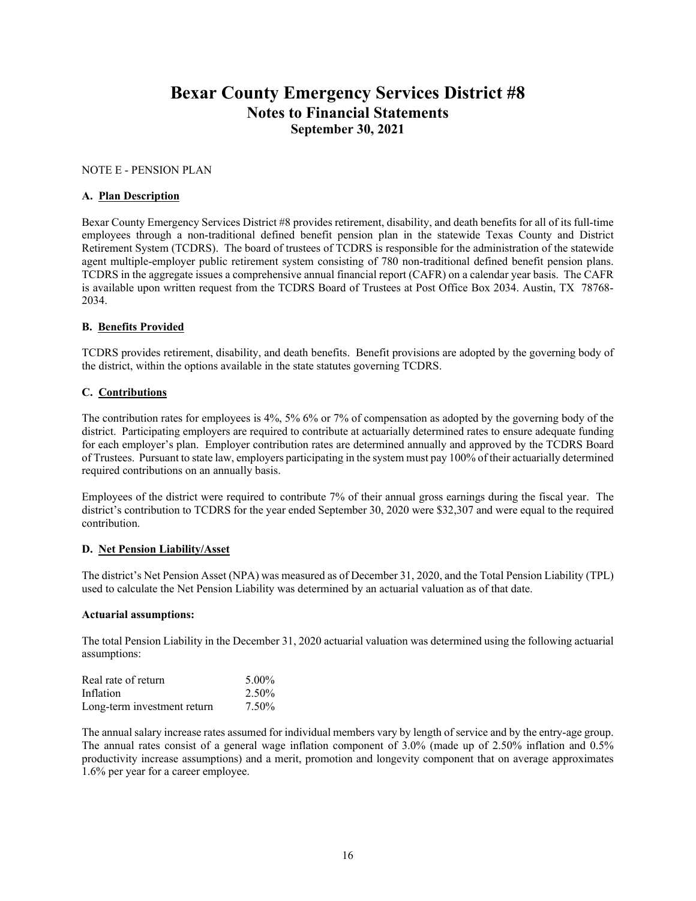# Bexar County Emergency Services District #8

## Notes to Financial Statements

### September 30, 2021

NOTE E - PENSION PLAN

**A. Plan Description**

Bexar County Emergency Services District #8 provides retirement, disability, and death benefits for all of its full-time employees through a non-traditional defined benefit pension plan in the statewide Texas County and District Retirement System (TCDRS). The board of trustees of TCDRS is responsible for the administration of the statewide agent multiple-employer public retirement system consisting of 780 non-traditional defined benefit pension plans. TCDRS in the aggregate issues a comprehensive annual financial report (CAFR) on a calendar year basis. The CAFR is available upon written request from the TCDRS Board of Trustees at Post Office Box 2034. Austin, TX 78768-2034.

**B. Benefits Provided**

TCDRS provides retirement, disability, and death benefits. Benefit provisions are adopted by the governing body of the district, within the options available in the state statutes governing TCDRS.

**C. Contributions**

The contribution rates for employees is 4%, 5% 6% or 7% of compensation as adopted by the governing body of the district. Participating employers are required to contribute at actuarially determined rates to ensure adequate funding for each employer's plan. Employer contribution rates are determined annually and approved by the TCDRS Board of Trustees. Pursuant to state law, employers participating in the system must pay 100% of their actuarially determined required contributions on an annually basis.

Employees of the district were required to contribute 7% of their annual gross earnings during the fiscal year. The district's contribution to TCDRS for the year ended September 30, 2020 were $32,307 and were equal to the required contribution.

**D. Net Pension Liability/Asset**

The district's Net Pension Asset (NPA) was measured as of December 31, 2020, and the Total Pension Liability (TPL) used to calculate the Net Pension Liability was determined by an actuarial valuation as of that date.

**Actuarial assumptions:**

The total Pension Liability in the December 31, 2020 actuarial valuation was determined using the following actuarial assumptions:

| | |
|---|---|
| Real rate of return | 5.00% |
| Inflation | 2.50% |
| Long-term investment return | 7.50% |

The annual salary increase rates assumed for individual members vary by length of service and by the entry-age group. The annual rates consist of a general wage inflation component of 3.0% (made up of 2.50% inflation and 0.5% productivity increase assumptions) and a merit, promotion and longevity component that on average approximates 1.6% per year for a career employee.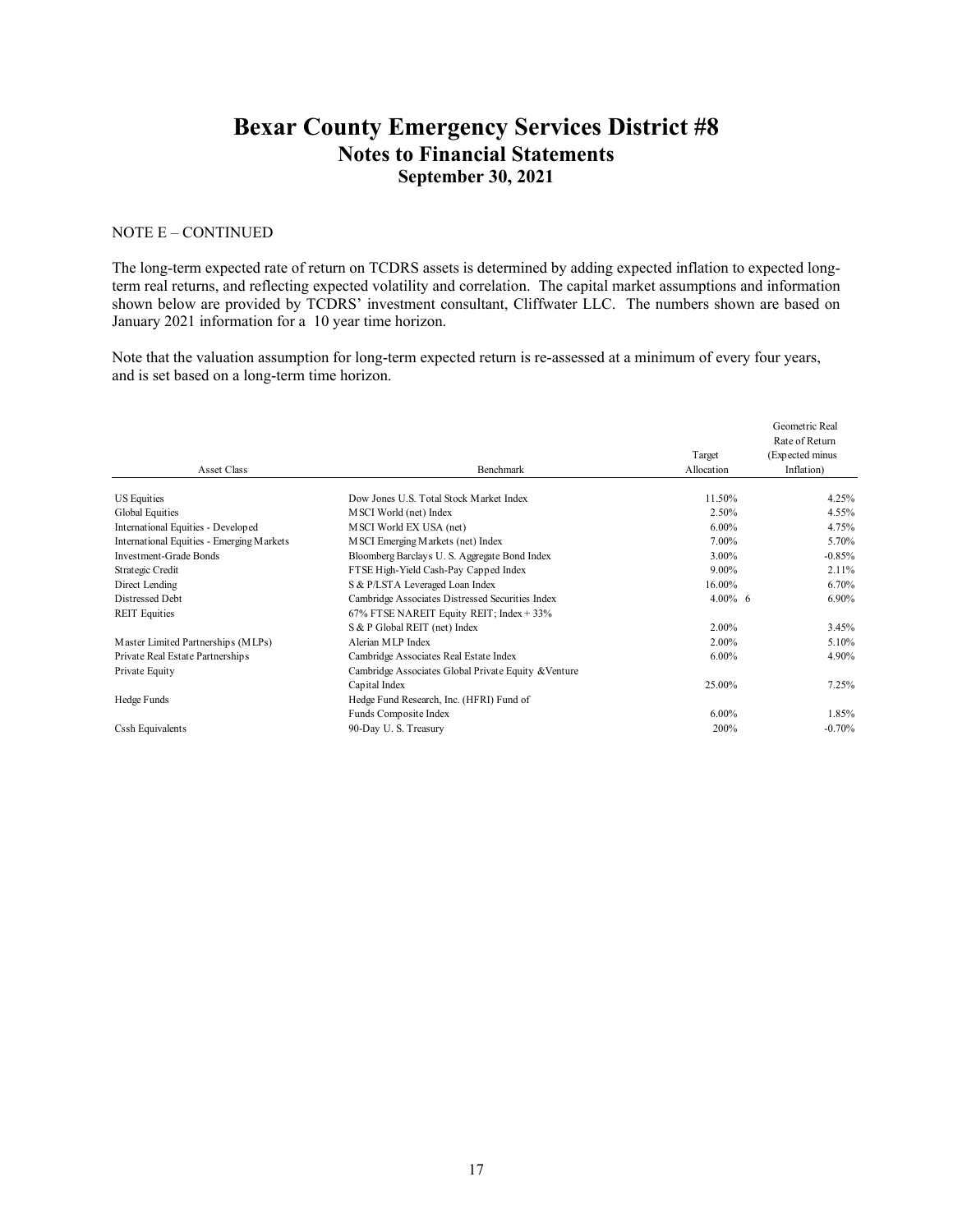# Bexar County Emergency Services District #8
## Notes to Financial Statements
### September 30, 2021

NOTE E – CONTINUED

The long-term expected rate of return on TCDRS assets is determined by adding expected inflation to expected long-term real returns, and reflecting expected volatility and correlation. The capital market assumptions and information shown below are provided by TCDRS' investment consultant, Cliffwater LLC. The numbers shown are based on January 2021 information for a 10 year time horizon.

Note that the valuation assumption for long-term expected return is re-assessed at a minimum of every four years, and is set based on a long-term time horizon.

| Asset Class | Benchmark | Target Allocation | Geometric Real Rate of Return (Expected minus Inflation) |
|---|---|---|---|
| US Equities | Dow Jones U.S. Total Stock Market Index | 11.50% | 4.25% |
| Global Equities | MSCI World (net) Index | 2.50% | 4.55% |
| International Equities - Developed | MSCI World EX USA (net) | 6.00% | 4.75% |
| International Equities - Emerging Markets | MSCI Emerging Markets (net) Index | 7.00% | 5.70% |
| Investment-Grade Bonds | Bloomberg Barclays U. S. Aggregate Bond Index | 3.00% | -0.85% |
| Strategic Credit | FTSE High-Yield Cash-Pay Capped Index | 9.00% | 2.11% |
| Direct Lending | S & P/LSTA Leveraged Loan Index | 16.00% | 6.70% |
| Distressed Debt | Cambridge Associates Distressed Securities Index | 4.00% 6 | 6.90% |
| REIT Equities | 67% FTSE NAREIT Equity REIT; Index + 33% S & P Global REIT (net) Index | 2.00% | 3.45% |
| Master Limited Partnerships (MLPs) | Alerian MLP Index | 2.00% | 5.10% |
| Private Real Estate Partnerships | Cambridge Associates Real Estate Index | 6.00% | 4.90% |
| Private Equity | Cambridge Associates Global Private Equity &Venture Capital Index | 25.00% | 7.25% |
| Hedge Funds | Hedge Fund Research, Inc. (HFRI) Fund of Funds Composite Index | 6.00% | 1.85% |
| Cssh Equivalents | 90-Day U. S. Treasury | 200% | -0.70% |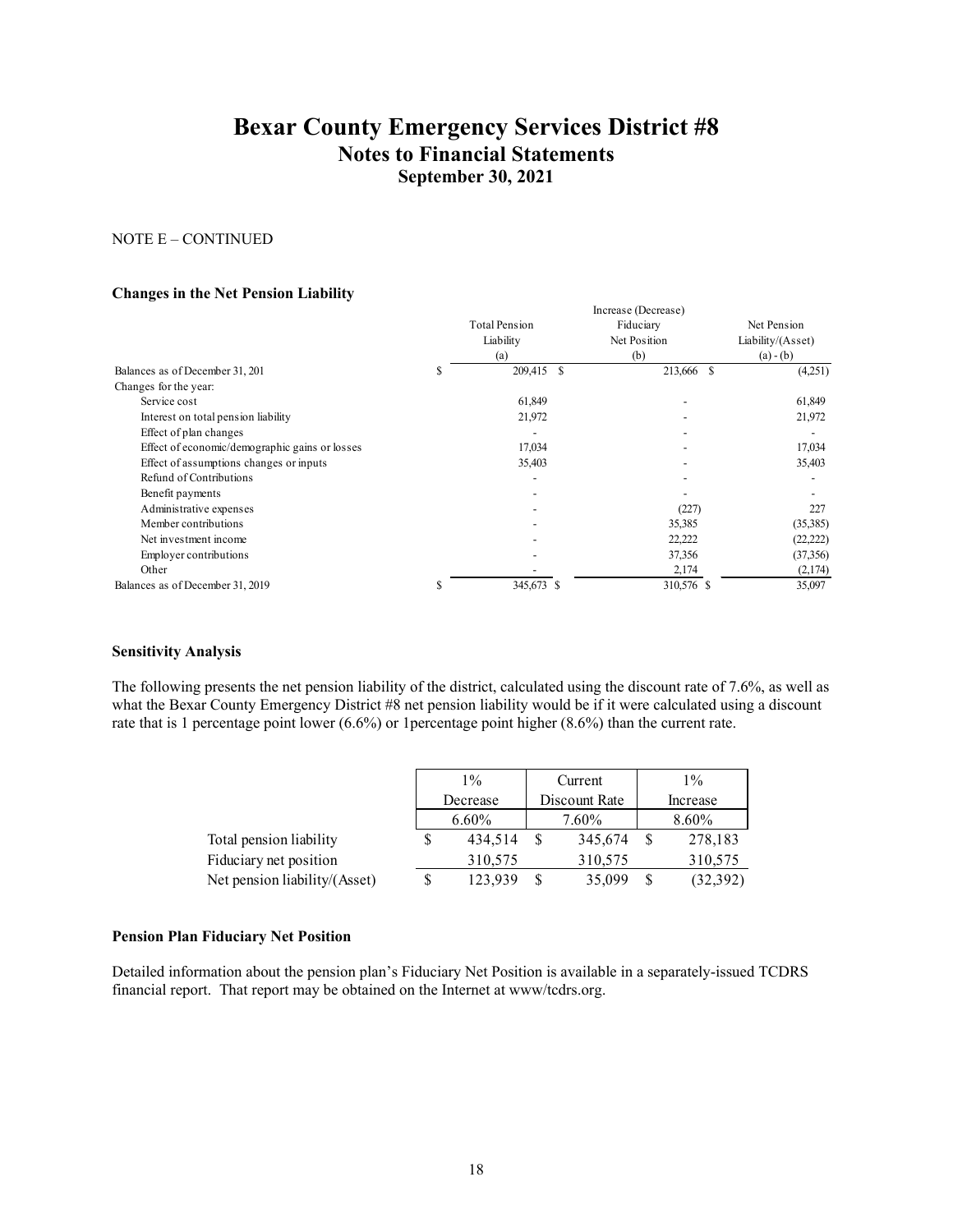# Bexar County Emergency Services District #8
## Notes to Financial Statements
### September 30, 2021

NOTE E – CONTINUED

**Changes in the Net Pension Liability**

| | Total Pension Liability (a) | Increase (Decrease) Fiduciary Net Position (b) | Net Pension Liability/(Asset) (a) - (b) |
|---|---|---|---|
| Balances as of December 31, 201 | $ 209,415 | $ 213,666 | $ (4,251) |
| Changes for the year: | | | |
| Service cost | 61,849 | - | 61,849 |
| Interest on total pension liability | 21,972 | - | 21,972 |
| Effect of plan changes | - | - | - |
| Effect of economic/demographic gains or losses | 17,034 | - | 17,034 |
| Effect of assumptions changes or inputs | 35,403 | - | 35,403 |
| Refund of Contributions | - | - | - |
| Benefit payments | - | - | - |
| Administrative expenses | - | (227) | 227 |
| Member contributions | - | 35,385 | (35,385) |
| Net investment income | - | 22,222 | (22,222) |
| Employer contributions | - | 37,356 | (37,356) |
| Other | - | 2,174 | (2,174) |
| Balances as of December 31, 2019 | $ 345,673 | $ 310,576 | $ 35,097 |

**Sensitivity Analysis**

The following presents the net pension liability of the district, calculated using the discount rate of 7.6%, as well as what the Bexar County Emergency District #8 net pension liability would be if it were calculated using a discount rate that is 1 percentage point lower (6.6%) or 1percentage point higher (8.6%) than the current rate.

| | 1% Decrease 6.60% | Current Discount Rate 7.60% | 1% Increase 8.60% |
|---|---|---|---|
| Total pension liability | $ 434,514 | $ 345,674 | $ 278,183 |
| Fiduciary net position | 310,575 | 310,575 | 310,575 |
| Net pension liability/(Asset) | $ 123,939 | $ 35,099 | $ (32,392) |

**Pension Plan Fiduciary Net Position**

Detailed information about the pension plan's Fiduciary Net Position is available in a separately-issued TCDRS financial report. That report may be obtained on the Internet at www/tcdrs.org.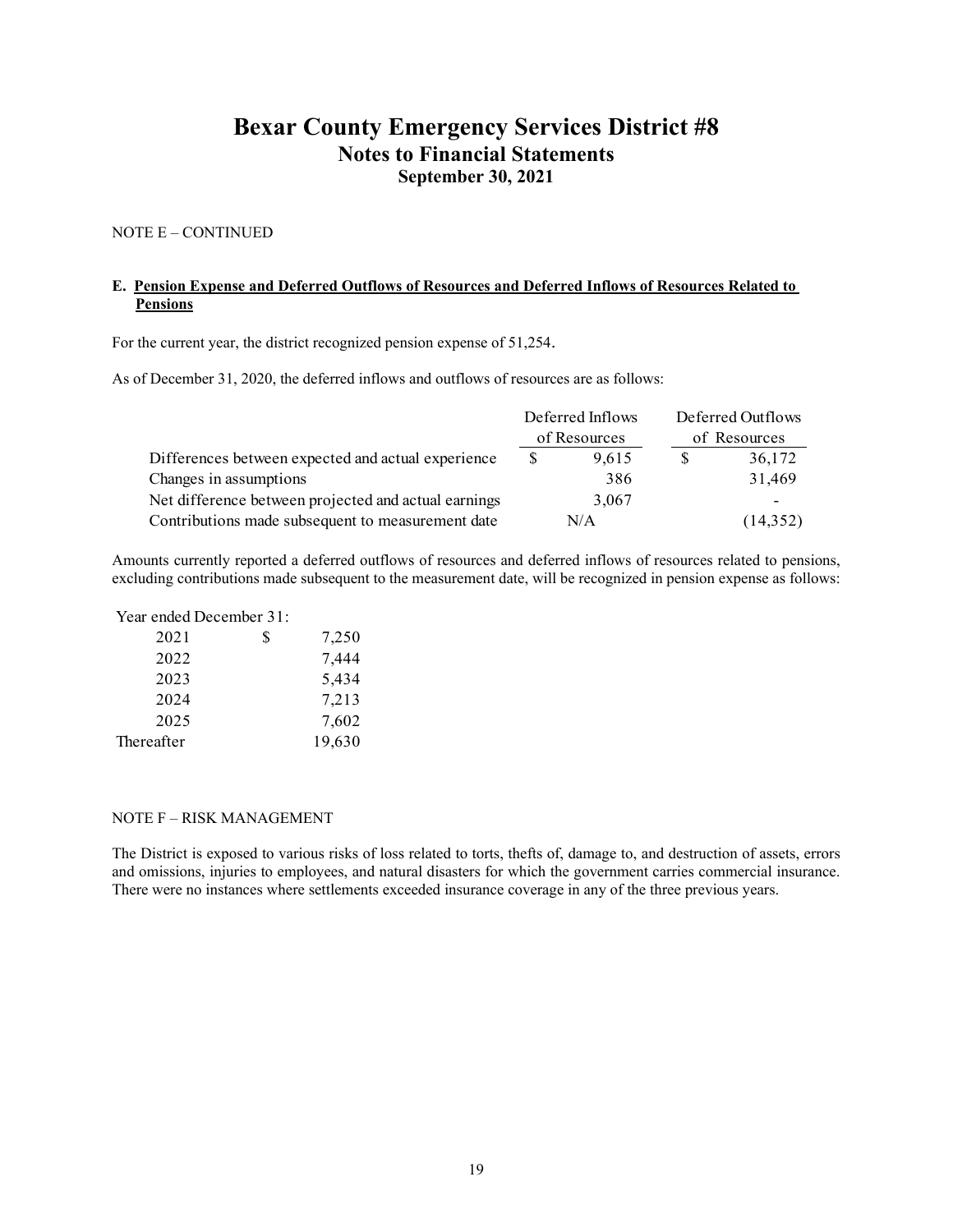# Bexar County Emergency Services District #8

## Notes to Financial Statements

### September 30, 2021

NOTE E – CONTINUED

**E. <u>Pension Expense and Deferred Outflows of Resources and Deferred Inflows of Resources Related to Pensions</u>**

For the current year, the district recognized pension expense of 51,254.

As of December 31, 2020, the deferred inflows and outflows of resources are as follows:

| | Deferred Inflows of Resources | Deferred Outflows of Resources |
|---|---|---|
| Differences between expected and actual experience | $ 9,615 | $ 36,172 |
| Changes in assumptions | 386 | 31,469 |
| Net difference between projected and actual earnings | 3,067 | - |
| Contributions made subsequent to measurement date | N/A | (14,352) |

Amounts currently reported a deferred outflows of resources and deferred inflows of resources related to pensions, excluding contributions made subsequent to the measurement date, will be recognized in pension expense as follows:

| Year ended December 31: | |
|---|---|
| 2021 | $ 7,250 |
| 2022 | 7,444 |
| 2023 | 5,434 |
| 2024 | 7,213 |
| 2025 | 7,602 |
| Thereafter | 19,630 |

NOTE F – RISK MANAGEMENT

The District is exposed to various risks of loss related to torts, thefts of, damage to, and destruction of assets, errors and omissions, injuries to employees, and natural disasters for which the government carries commercial insurance. There were no instances where settlements exceeded insurance coverage in any of the three previous years.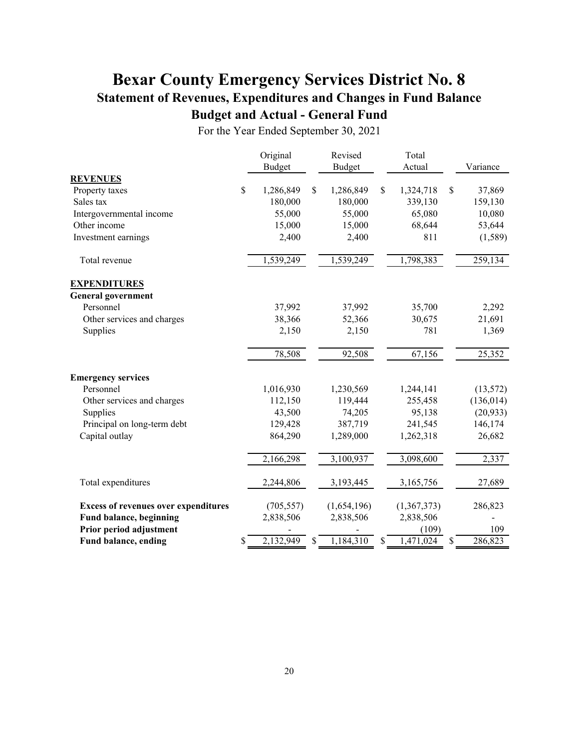# Bexar County Emergency Services District No. 8

## Statement of Revenues, Expenditures and Changes in Fund Balance

## Budget and Actual - General Fund

For the Year Ended September 30, 2021

| | Original Budget | Revised Budget | Total Actual | Variance |
|---|---|---|---|---|
| **REVENUES** | | | | |
| Property taxes | $ 1,286,849 | $ 1,286,849 | $ 1,324,718 | $ 37,869 |
| Sales tax | 180,000 | 180,000 | 339,130 | 159,130 |
| Intergovernmental income | 55,000 | 55,000 | 65,080 | 10,080 |
| Other income | 15,000 | 15,000 | 68,644 | 53,644 |
| Investment earnings | 2,400 | 2,400 | 811 | (1,589) |
| Total revenue | 1,539,249 | 1,539,249 | 1,798,383 | 259,134 |
| **EXPENDITURES** | | | | |
| **General government** | | | | |
| Personnel | 37,992 | 37,992 | 35,700 | 2,292 |
| Other services and charges | 38,366 | 52,366 | 30,675 | 21,691 |
| Supplies | 2,150 | 2,150 | 781 | 1,369 |
| | 78,508 | 92,508 | 67,156 | 25,352 |
| **Emergency services** | | | | |
| Personnel | 1,016,930 | 1,230,569 | 1,244,141 | (13,572) |
| Other services and charges | 112,150 | 119,444 | 255,458 | (136,014) |
| Supplies | 43,500 | 74,205 | 95,138 | (20,933) |
| Principal on long-term debt | 129,428 | 387,719 | 241,545 | 146,174 |
| Capital outlay | 864,290 | 1,289,000 | 1,262,318 | 26,682 |
| | 2,166,298 | 3,100,937 | 3,098,600 | 2,337 |
| Total expenditures | 2,244,806 | 3,193,445 | 3,165,756 | 27,689 |
| **Excess of revenues over expenditures** | (705,557) | (1,654,196) | (1,367,373) | 286,823 |
| **Fund balance, beginning** | 2,838,506 | 2,838,506 | 2,838,506 | - |
| **Prior period adjustment** | - | - | (109) | 109 |
| **Fund balance, ending** | $ 2,132,949 | $ 1,184,310 | $ 1,471,024 | $ 286,823 |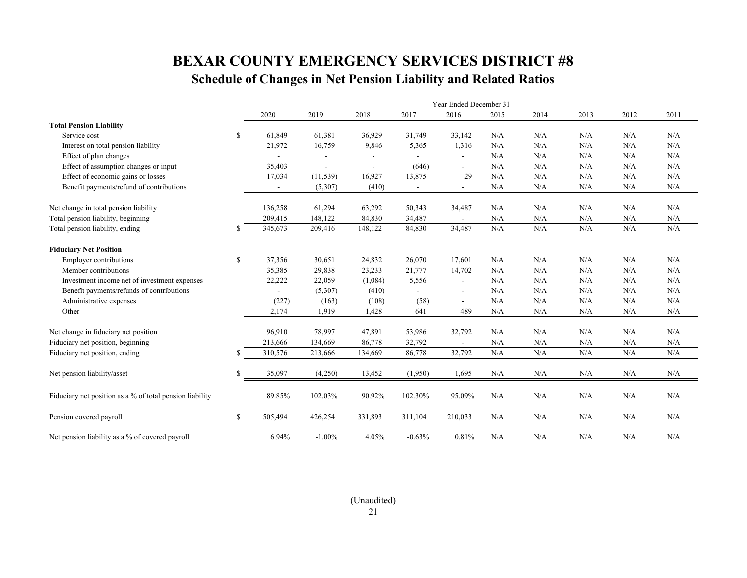# BEXAR COUNTY EMERGENCY SERVICES DISTRICT #8

## Schedule of Changes in Net Pension Liability and Related Ratios

| | | Year Ended December 31 | | | | | | | | | |
|---|---|---|---|---|---|---|---|---|---|---|---|
| | | 2020 | 2019 | 2018 | 2017 | 2016 | 2015 | 2014 | 2013 | 2012 | 2011 |
| **Total Pension Liability** | | | | | | | | | | | |
| Service cost | $ | 61,849 | 61,381 | 36,929 | 31,749 | 33,142 | N/A | N/A | N/A | N/A | N/A |
| Interest on total pension liability | | 21,972 | 16,759 | 9,846 | 5,365 | 1,316 | N/A | N/A | N/A | N/A | N/A |
| Effect of plan changes | | - | - | - | - | - | N/A | N/A | N/A | N/A | N/A |
| Effect of assumption changes or input | | 35,403 | - | - | (646) | - | N/A | N/A | N/A | N/A | N/A |
| Effect of economic gains or losses | | 17,034 | (11,539) | 16,927 | 13,875 | 29 | N/A | N/A | N/A | N/A | N/A |
| Benefit payments/refund of contributions | | - | (5,307) | (410) | - | - | N/A | N/A | N/A | N/A | N/A |
| Net change in total pension liability | | 136,258 | 61,294 | 63,292 | 50,343 | 34,487 | N/A | N/A | N/A | N/A | N/A |
| Total pension liability, beginning | | 209,415 | 148,122 | 84,830 | 34,487 | - | N/A | N/A | N/A | N/A | N/A |
| Total pension liability, ending | $ | 345,673 | 209,416 | 148,122 | 84,830 | 34,487 | N/A | N/A | N/A | N/A | N/A |
| **Fiduciary Net Position** | | | | | | | | | | | |
| Employer contributions | $ | 37,356 | 30,651 | 24,832 | 26,070 | 17,601 | N/A | N/A | N/A | N/A | N/A |
| Member contributions | | 35,385 | 29,838 | 23,233 | 21,777 | 14,702 | N/A | N/A | N/A | N/A | N/A |
| Investment income net of investment expenses | | 22,222 | 22,059 | (1,084) | 5,556 | - | N/A | N/A | N/A | N/A | N/A |
| Benefit payments/refunds of contributions | | - | (5,307) | (410) | - | - | N/A | N/A | N/A | N/A | N/A |
| Administrative expenses | | (227) | (163) | (108) | (58) | - | N/A | N/A | N/A | N/A | N/A |
| Other | | 2,174 | 1,919 | 1,428 | 641 | 489 | N/A | N/A | N/A | N/A | N/A |
| Net change in fiduciary net position | | 96,910 | 78,997 | 47,891 | 53,986 | 32,792 | N/A | N/A | N/A | N/A | N/A |
| Fiduciary net position, beginning | | 213,666 | 134,669 | 86,778 | 32,792 | - | N/A | N/A | N/A | N/A | N/A |
| Fiduciary net position, ending | $ | 310,576 | 213,666 | 134,669 | 86,778 | 32,792 | N/A | N/A | N/A | N/A | N/A |
| Net pension liability/asset | $ | 35,097 | (4,250) | 13,452 | (1,950) | 1,695 | N/A | N/A | N/A | N/A | N/A |
| Fiduciary net position as a % of total pension liability | | 89.85% | 102.03% | 90.92% | 102.30% | 95.09% | N/A | N/A | N/A | N/A | N/A |
| Pension covered payroll | $ | 505,494 | 426,254 | 331,893 | 311,104 | 210,033 | N/A | N/A | N/A | N/A | N/A |
| Net pension liability as a % of covered payroll | | 6.94% | -1.00% | 4.05% | -0.63% | 0.81% | N/A | N/A | N/A | N/A | N/A |

(Unaudited)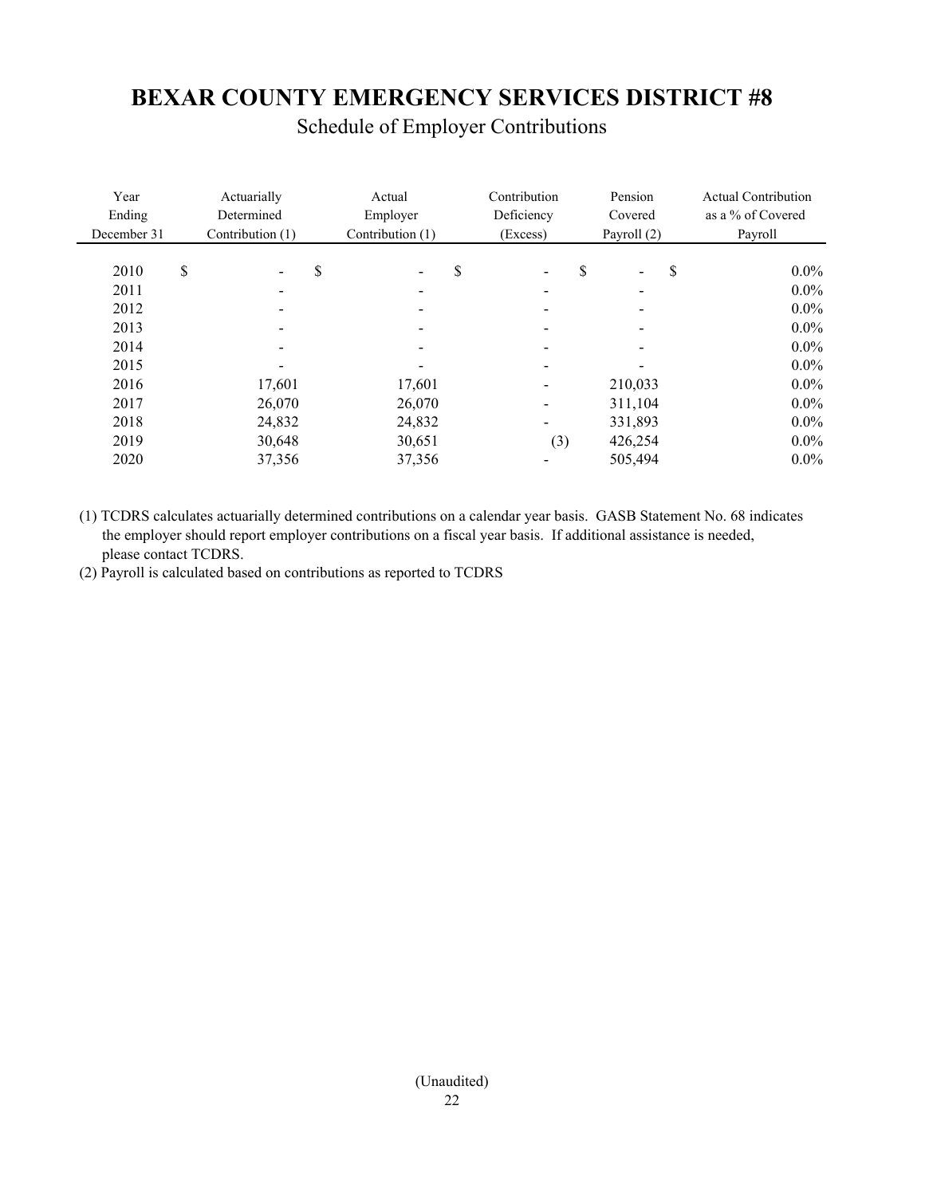# BEXAR COUNTY EMERGENCY SERVICES DISTRICT #8

## Schedule of Employer Contributions

| Year Ending December 31 | Actuarially Determined Contribution (1) | Actual Employer Contribution (1) | Contribution Deficiency (Excess) | Pension Covered Payroll (2) | Actual Contribution as a % of Covered Payroll |
|---|---|---|---|---|---|
| 2010 | $ - | $ - | $ - | $ - | $ 0.0% |
| 2011 | - | - | - | - | 0.0% |
| 2012 | - | - | - | - | 0.0% |
| 2013 | - | - | - | - | 0.0% |
| 2014 | - | - | - | - | 0.0% |
| 2015 | - | - | - | - | 0.0% |
| 2016 | 17,601 | 17,601 | - | 210,033 | 0.0% |
| 2017 | 26,070 | 26,070 | - | 311,104 | 0.0% |
| 2018 | 24,832 | 24,832 | - | 331,893 | 0.0% |
| 2019 | 30,648 | 30,651 | (3) | 426,254 | 0.0% |
| 2020 | 37,356 | 37,356 | - | 505,494 | 0.0% |

(1) TCDRS calculates actuarially determined contributions on a calendar year basis. GASB Statement No. 68 indicates the employer should report employer contributions on a fiscal year basis. If additional assistance is needed, please contact TCDRS.

(2) Payroll is calculated based on contributions as reported to TCDRS

(Unaudited)